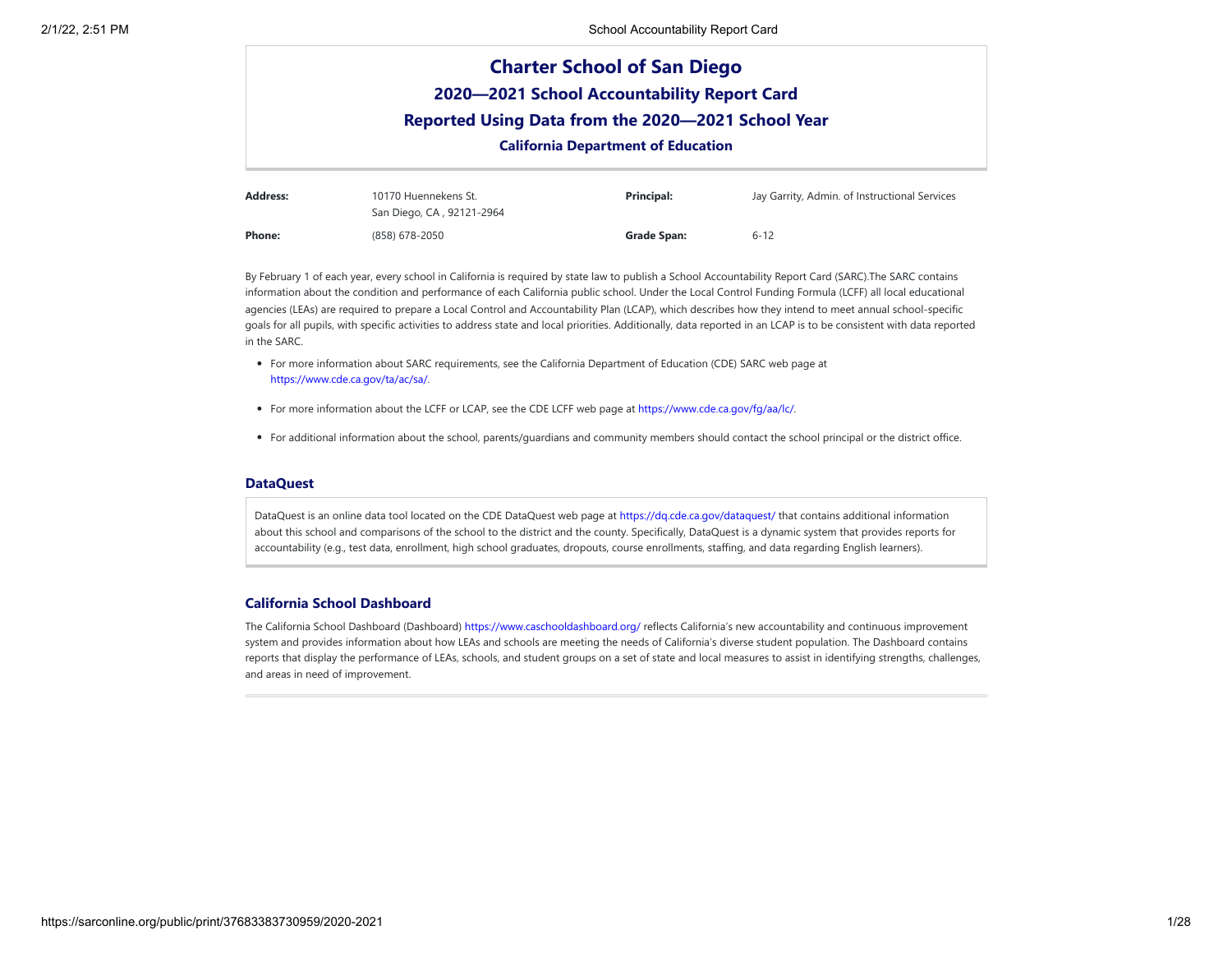# Charter School of San Diego

## 2020—2021 School Accountability Report Card

## Reported Using Data from the 2020—2021 School Year

### California Department of Education

| | | | |
|---|---|---|---|
| **Address:** | 10170 Huennekens St.<br>San Diego, CA , 92121-2964 | **Principal:** | Jay Garrity, Admin. of Instructional Services |
| **Phone:** | (858) 678-2050 | **Grade Span:** | 6-12 |

By February 1 of each year, every school in California is required by state law to publish a School Accountability Report Card (SARC).The SARC contains information about the condition and performance of each California public school. Under the Local Control Funding Formula (LCFF) all local educational agencies (LEAs) are required to prepare a Local Control and Accountability Plan (LCAP), which describes how they intend to meet annual school-specific goals for all pupils, with specific activities to address state and local priorities. Additionally, data reported in an LCAP is to be consistent with data reported in the SARC.

- For more information about SARC requirements, see the California Department of Education (CDE) SARC web page at https://www.cde.ca.gov/ta/ac/sa/.
- For more information about the LCFF or LCAP, see the CDE LCFF web page at https://www.cde.ca.gov/fg/aa/lc/.
- For additional information about the school, parents/guardians and community members should contact the school principal or the district office.

### DataQuest

DataQuest is an online data tool located on the CDE DataQuest web page at https://dq.cde.ca.gov/dataquest/ that contains additional information about this school and comparisons of the school to the district and the county. Specifically, DataQuest is a dynamic system that provides reports for accountability (e.g., test data, enrollment, high school graduates, dropouts, course enrollments, staffing, and data regarding English learners).

### California School Dashboard

The California School Dashboard (Dashboard) https://www.caschooldashboard.org/ reflects California's new accountability and continuous improvement system and provides information about how LEAs and schools are meeting the needs of California's diverse student population. The Dashboard contains reports that display the performance of LEAs, schools, and student groups on a set of state and local measures to assist in identifying strengths, challenges, and areas in need of improvement.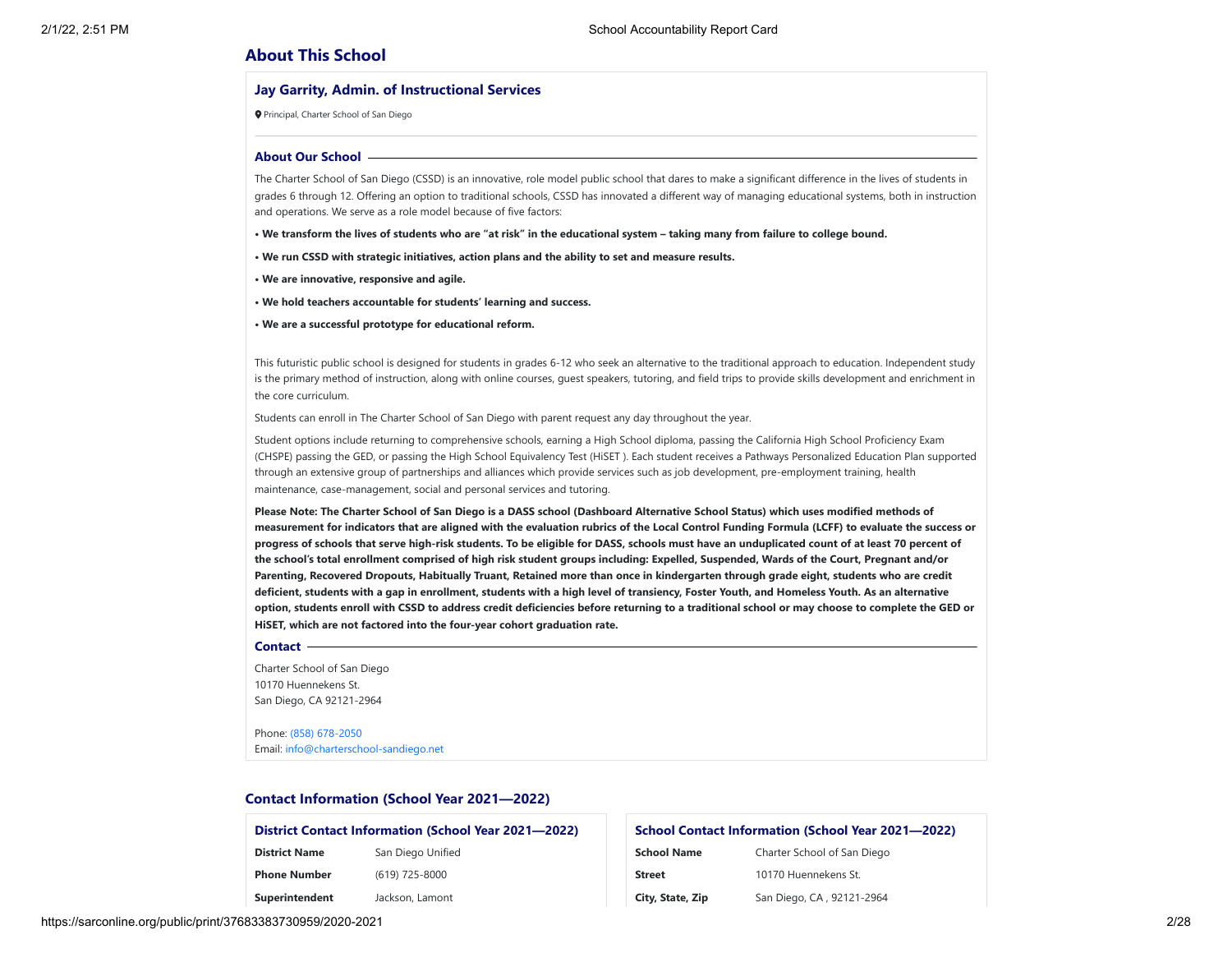## About This School

### Jay Garrity, Admin. of Instructional Services

Principal, Charter School of San Diego

#### About Our School

The Charter School of San Diego (CSSD) is an innovative, role model public school that dares to make a significant difference in the lives of students in grades 6 through 12. Offering an option to traditional schools, CSSD has innovated a different way of managing educational systems, both in instruction and operations. We serve as a role model because of five factors:

- **We transform the lives of students who are "at risk" in the educational system – taking many from failure to college bound.**
- **We run CSSD with strategic initiatives, action plans and the ability to set and measure results.**
- **We are innovative, responsive and agile.**
- **We hold teachers accountable for students' learning and success.**
- **We are a successful prototype for educational reform.**

This futuristic public school is designed for students in grades 6-12 who seek an alternative to the traditional approach to education. Independent study is the primary method of instruction, along with online courses, guest speakers, tutoring, and field trips to provide skills development and enrichment in the core curriculum.

Students can enroll in The Charter School of San Diego with parent request any day throughout the year.

Student options include returning to comprehensive schools, earning a High School diploma, passing the California High School Proficiency Exam (CHSPE) passing the GED, or passing the High School Equivalency Test (HiSET ). Each student receives a Pathways Personalized Education Plan supported through an extensive group of partnerships and alliances which provide services such as job development, pre-employment training, health maintenance, case-management, social and personal services and tutoring.

**Please Note: The Charter School of San Diego is a DASS school (Dashboard Alternative School Status) which uses modified methods of measurement for indicators that are aligned with the evaluation rubrics of the Local Control Funding Formula (LCFF) to evaluate the success or progress of schools that serve high-risk students. To be eligible for DASS, schools must have an unduplicated count of at least 70 percent of the school's total enrollment comprised of high risk student groups including: Expelled, Suspended, Wards of the Court, Pregnant and/or Parenting, Recovered Dropouts, Habitually Truant, Retained more than once in kindergarten through grade eight, students who are credit deficient, students with a gap in enrollment, students with a high level of transiency, Foster Youth, and Homeless Youth. As an alternative option, students enroll with CSSD to address credit deficiencies before returning to a traditional school or may choose to complete the GED or HiSET, which are not factored into the four-year cohort graduation rate.**

#### Contact

Charter School of San Diego
10170 Huennekens St.
San Diego, CA 92121-2964

Phone: (858) 678-2050
Email: info@charterschool-sandiego.net

## Contact Information (School Year 2021—2022)

### District Contact Information (School Year 2021—2022)

| | |
|---|---|
| **District Name** | San Diego Unified |
| **Phone Number** | (619) 725-8000 |
| **Superintendent** | Jackson, Lamont |

### School Contact Information (School Year 2021—2022)

| | |
|---|---|
| **School Name** | Charter School of San Diego |
| **Street** | 10170 Huennekens St. |
| **City, State, Zip** | San Diego, CA , 92121-2964 |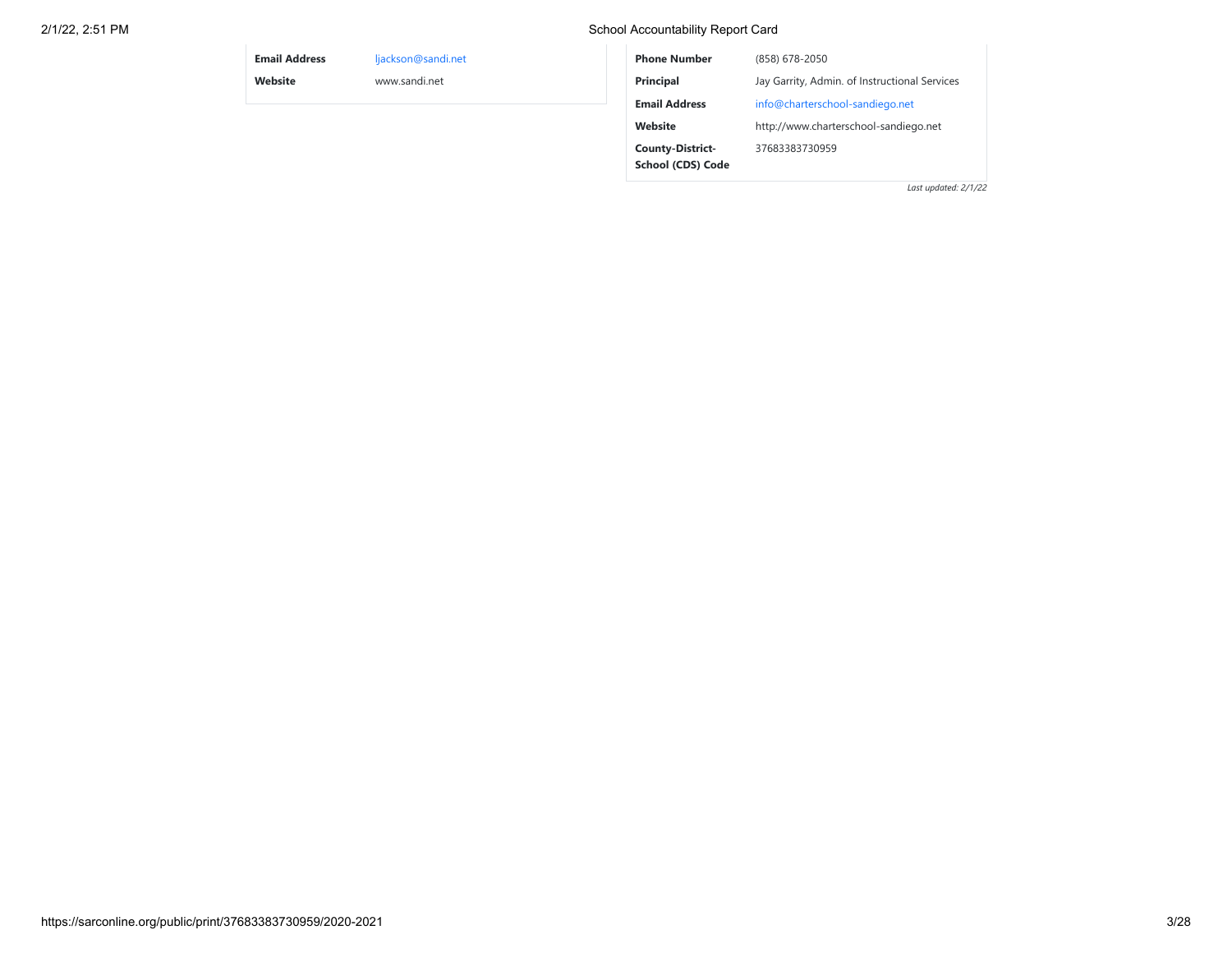| | |
|---|---|
| **Email Address** | ljackson@sandi.net |
| **Website** | www.sandi.net |

| | |
|---|---|
| **Phone Number** | (858) 678-2050 |
| **Principal** | Jay Garrity, Admin. of Instructional Services |
| **Email Address** | info@charterschool-sandiego.net |
| **Website** | http://www.charterschool-sandiego.net |
| **County-District-School (CDS) Code** | 37683383730959 |

*Last updated: 2/1/22*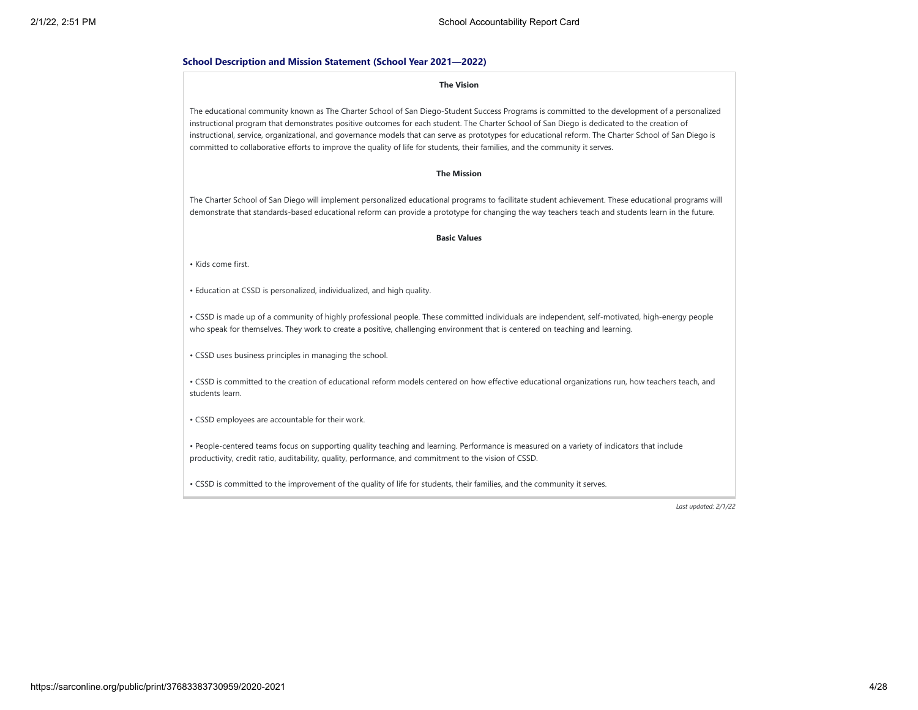## School Description and Mission Statement (School Year 2021—2022)

### The Vision

The educational community known as The Charter School of San Diego-Student Success Programs is committed to the development of a personalized instructional program that demonstrates positive outcomes for each student. The Charter School of San Diego is dedicated to the creation of instructional, service, organizational, and governance models that can serve as prototypes for educational reform. The Charter School of San Diego is committed to collaborative efforts to improve the quality of life for students, their families, and the community it serves.

### The Mission

The Charter School of San Diego will implement personalized educational programs to facilitate student achievement. These educational programs will demonstrate that standards-based educational reform can provide a prototype for changing the way teachers teach and students learn in the future.

### Basic Values

• Kids come first.

• Education at CSSD is personalized, individualized, and high quality.

• CSSD is made up of a community of highly professional people. These committed individuals are independent, self-motivated, high-energy people who speak for themselves. They work to create a positive, challenging environment that is centered on teaching and learning.

• CSSD uses business principles in managing the school.

• CSSD is committed to the creation of educational reform models centered on how effective educational organizations run, how teachers teach, and students learn.

• CSSD employees are accountable for their work.

• People-centered teams focus on supporting quality teaching and learning. Performance is measured on a variety of indicators that include productivity, credit ratio, auditability, quality, performance, and commitment to the vision of CSSD.

• CSSD is committed to the improvement of the quality of life for students, their families, and the community it serves.

*Last updated: 2/1/22*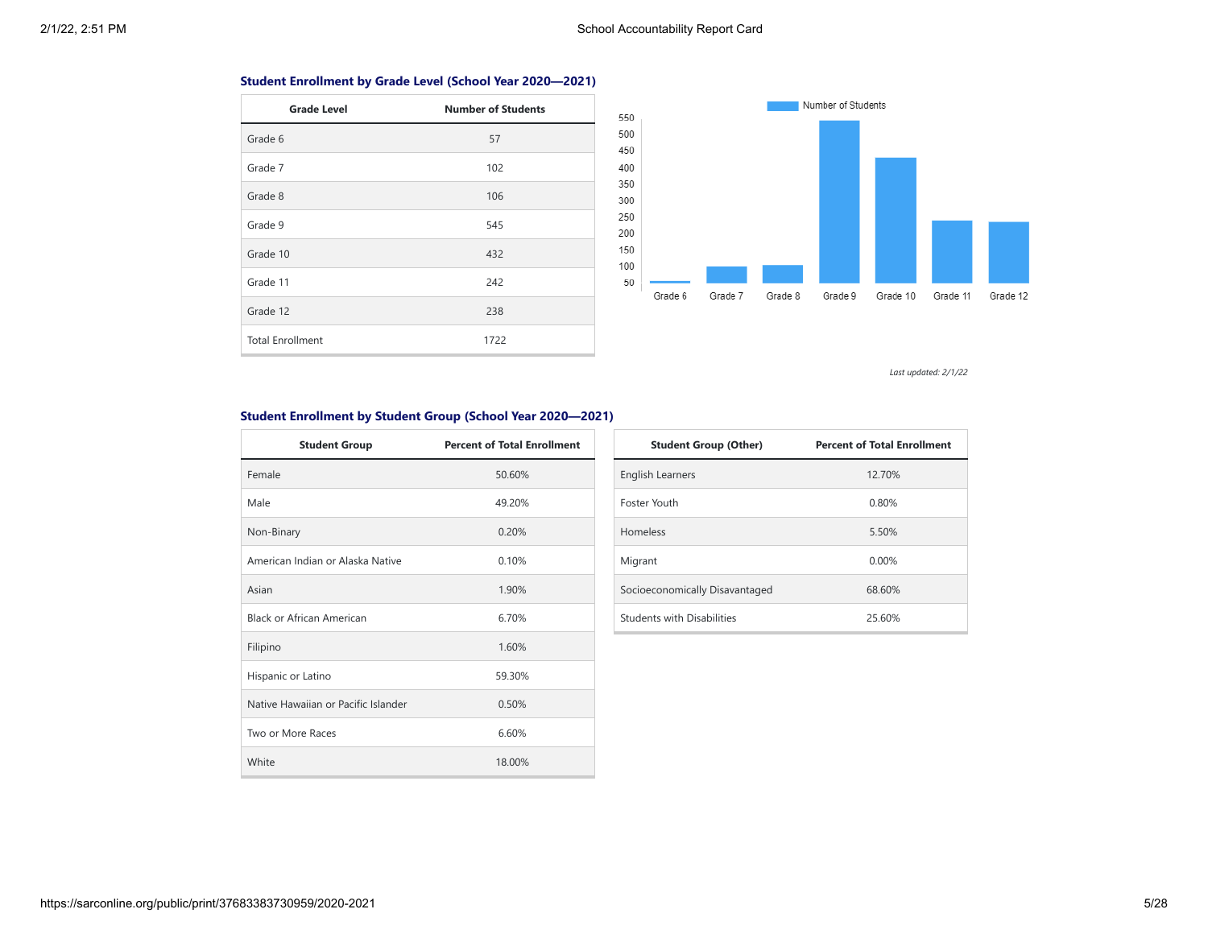### Student Enrollment by Grade Level (School Year 2020—2021)

| Grade Level | Number of Students |
|---|---|
| Grade 6 | 57 |
| Grade 7 | 102 |
| Grade 8 | 106 |
| Grade 9 | 545 |
| Grade 10 | 432 |
| Grade 11 | 242 |
| Grade 12 | 238 |
| Total Enrollment | 1722 |

*Last updated: 2/1/22*

### Student Enrollment by Student Group (School Year 2020—2021)

| Student Group | Percent of Total Enrollment |
|---|---|
| Female | 50.60% |
| Male | 49.20% |
| Non-Binary | 0.20% |
| American Indian or Alaska Native | 0.10% |
| Asian | 1.90% |
| Black or African American | 6.70% |
| Filipino | 1.60% |
| Hispanic or Latino | 59.30% |
| Native Hawaiian or Pacific Islander | 0.50% |
| Two or More Races | 6.60% |
| White | 18.00% |

| Student Group (Other) | Percent of Total Enrollment |
|---|---|
| English Learners | 12.70% |
| Foster Youth | 0.80% |
| Homeless | 5.50% |
| Migrant | 0.00% |
| Socioeconomically Disavantaged | 68.60% |
| Students with Disabilities | 25.60% |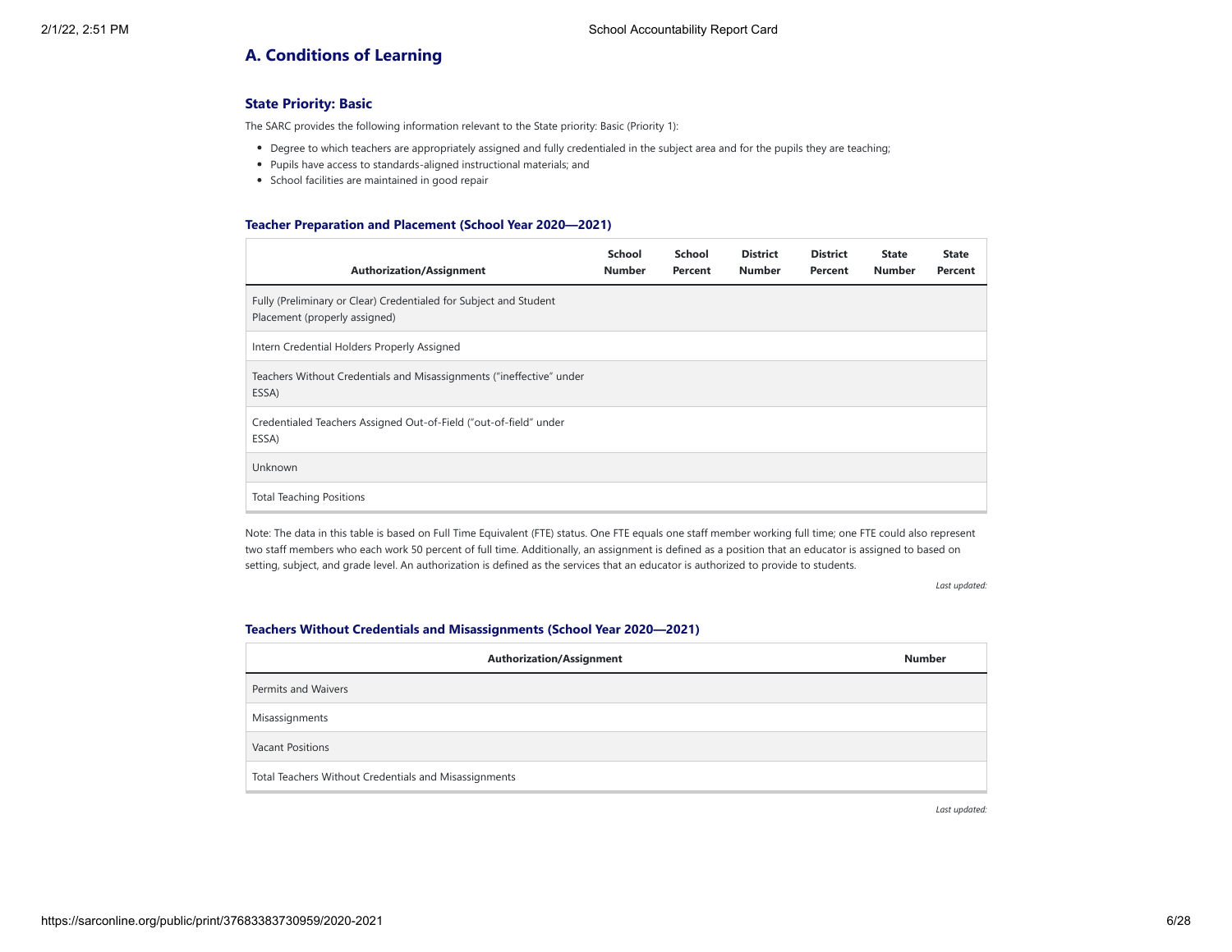## A. Conditions of Learning

### State Priority: Basic

The SARC provides the following information relevant to the State priority: Basic (Priority 1):

- Degree to which teachers are appropriately assigned and fully credentialed in the subject area and for the pupils they are teaching;
- Pupils have access to standards-aligned instructional materials; and
- School facilities are maintained in good repair

#### Teacher Preparation and Placement (School Year 2020—2021)

| Authorization/Assignment | School Number | School Percent | District Number | District Percent | State Number | State Percent |
|---|---|---|---|---|---|---|
| Fully (Preliminary or Clear) Credentialed for Subject and Student Placement (properly assigned) | | | | | | |
| Intern Credential Holders Properly Assigned | | | | | | |
| Teachers Without Credentials and Misassignments ("ineffective" under ESSA) | | | | | | |
| Credentialed Teachers Assigned Out-of-Field ("out-of-field" under ESSA) | | | | | | |
| Unknown | | | | | | |
| Total Teaching Positions | | | | | | |

Note: The data in this table is based on Full Time Equivalent (FTE) status. One FTE equals one staff member working full time; one FTE could also represent two staff members who each work 50 percent of full time. Additionally, an assignment is defined as a position that an educator is assigned to based on setting, subject, and grade level. An authorization is defined as the services that an educator is authorized to provide to students.

*Last updated:*

#### Teachers Without Credentials and Misassignments (School Year 2020—2021)

| Authorization/Assignment | Number |
|---|---|
| Permits and Waivers | |
| Misassignments | |
| Vacant Positions | |
| Total Teachers Without Credentials and Misassignments | |

*Last updated:*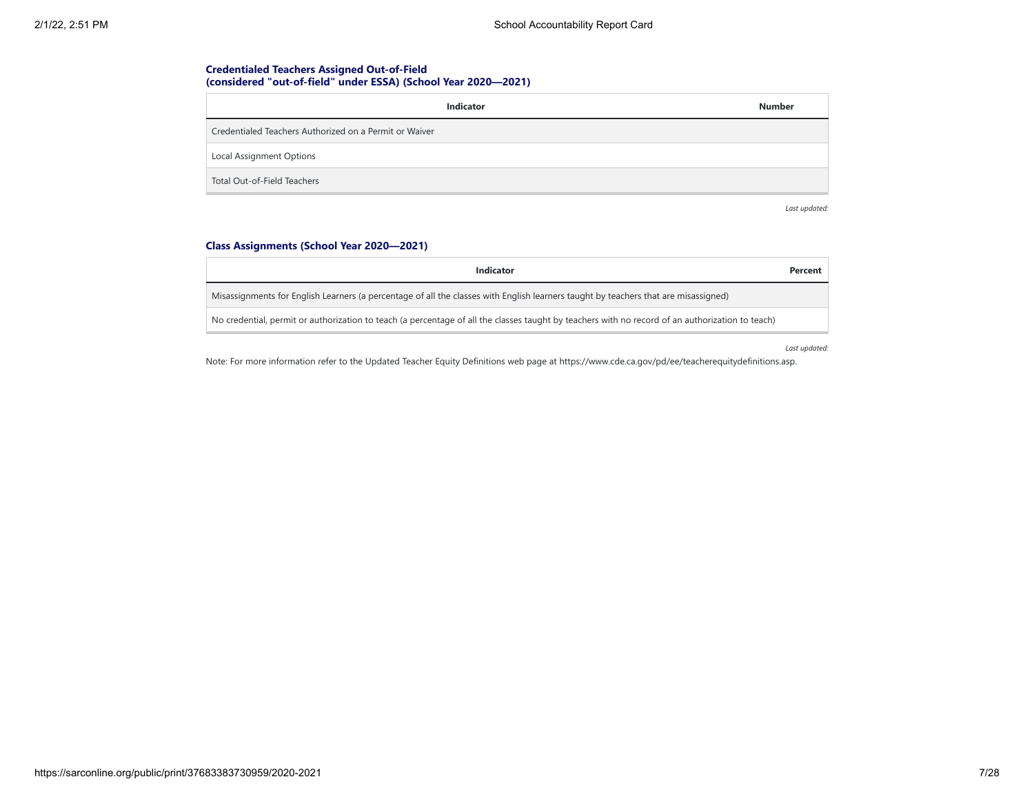### Credentialed Teachers Assigned Out-of-Field (considered "out-of-field" under ESSA) (School Year 2020—2021)

| Indicator | Number |
| --- | --- |
| Credentialed Teachers Authorized on a Permit or Waiver | |
| Local Assignment Options | |
| Total Out-of-Field Teachers | |

*Last updated:*

### Class Assignments (School Year 2020—2021)

| Indicator | Percent |
| --- | --- |
| Misassignments for English Learners (a percentage of all the classes with English learners taught by teachers that are misassigned) | |
| No credential, permit or authorization to teach (a percentage of all the classes taught by teachers with no record of an authorization to teach) | |

*Last updated:*

Note: For more information refer to the Updated Teacher Equity Definitions web page at https://www.cde.ca.gov/pd/ee/teacherequitydefinitions.asp.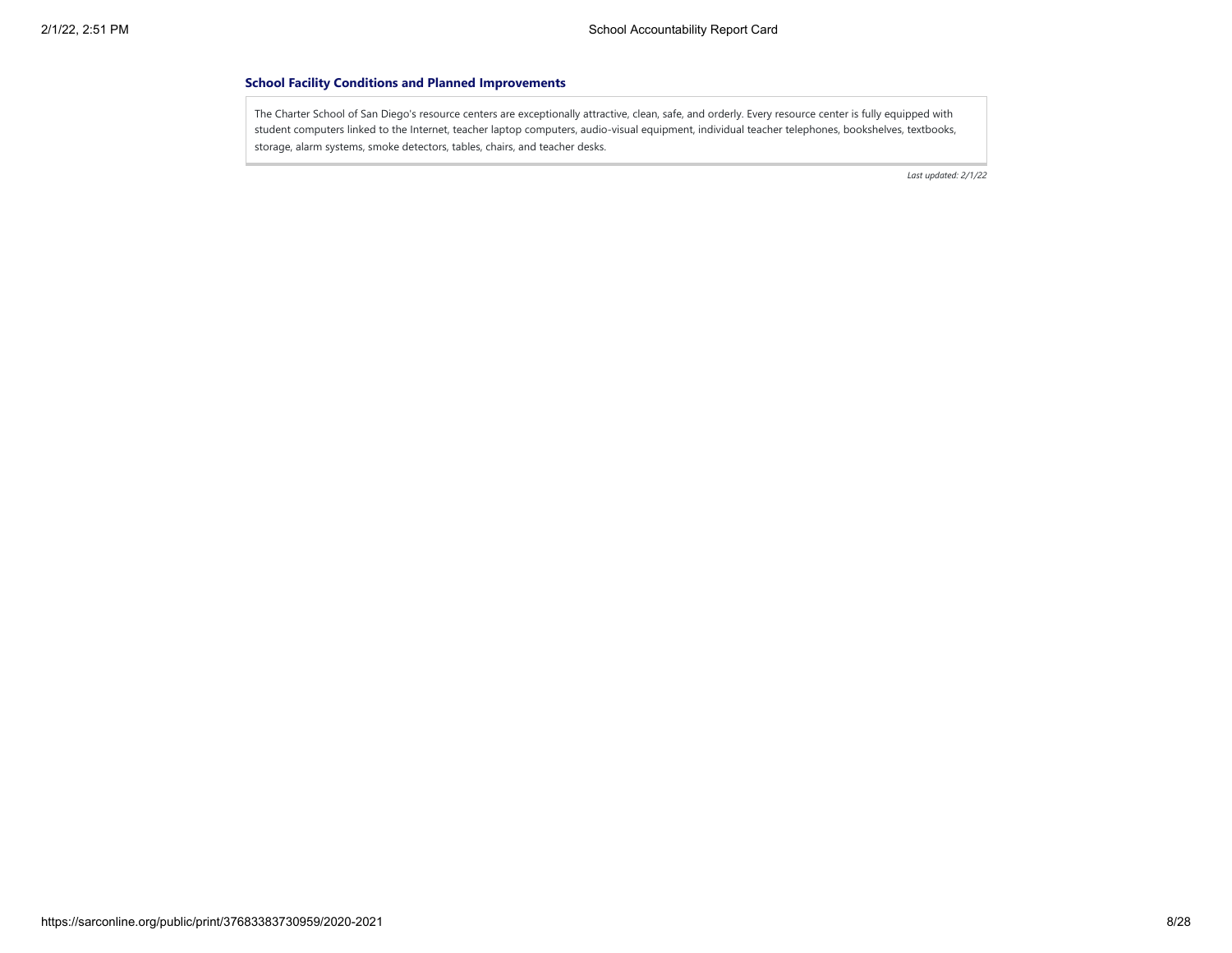### School Facility Conditions and Planned Improvements

The Charter School of San Diego's resource centers are exceptionally attractive, clean, safe, and orderly. Every resource center is fully equipped with student computers linked to the Internet, teacher laptop computers, audio-visual equipment, individual teacher telephones, bookshelves, textbooks, storage, alarm systems, smoke detectors, tables, chairs, and teacher desks.

*Last updated: 2/1/22*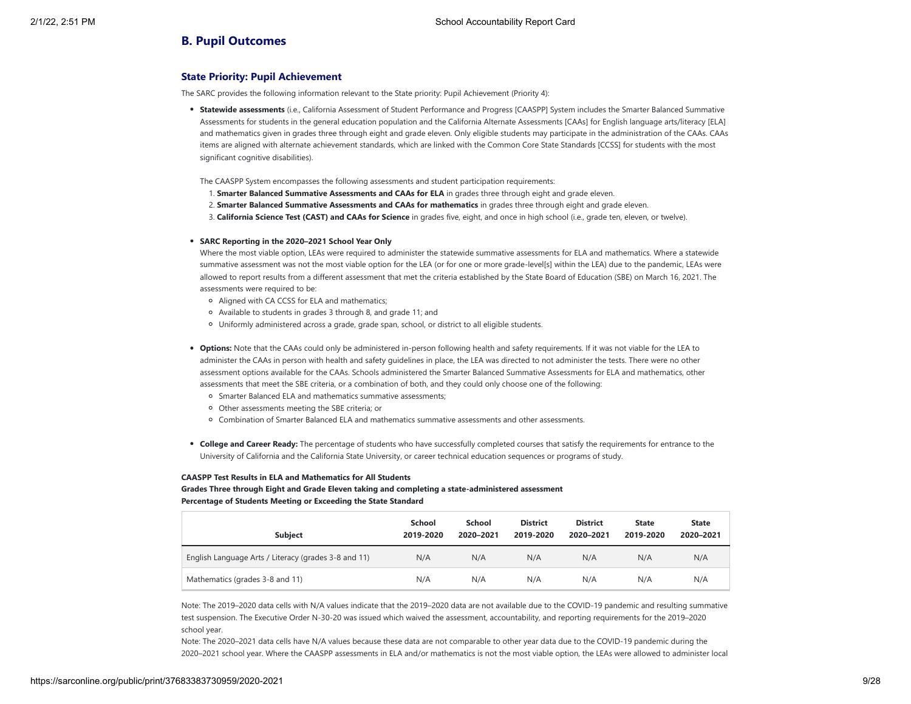## B. Pupil Outcomes

### State Priority: Pupil Achievement

The SARC provides the following information relevant to the State priority: Pupil Achievement (Priority 4):

- **Statewide assessments** (i.e., California Assessment of Student Performance and Progress [CAASPP] System includes the Smarter Balanced Summative Assessments for students in the general education population and the California Alternate Assessments [CAAs] for English language arts/literacy [ELA] and mathematics given in grades three through eight and grade eleven. Only eligible students may participate in the administration of the CAAs. CAAs items are aligned with alternate achievement standards, which are linked with the Common Core State Standards [CCSS] for students with the most significant cognitive disabilities).

  The CAASPP System encompasses the following assessments and student participation requirements:
  1. **Smarter Balanced Summative Assessments and CAAs for ELA** in grades three through eight and grade eleven.
  2. **Smarter Balanced Summative Assessments and CAAs for mathematics** in grades three through eight and grade eleven.
  3. **California Science Test (CAST) and CAAs for Science** in grades five, eight, and once in high school (i.e., grade ten, eleven, or twelve).

- **SARC Reporting in the 2020–2021 School Year Only**
  Where the most viable option, LEAs were required to administer the statewide summative assessments for ELA and mathematics. Where a statewide summative assessment was not the most viable option for the LEA (or for one or more grade-level[s] within the LEA) due to the pandemic, LEAs were allowed to report results from a different assessment that met the criteria established by the State Board of Education (SBE) on March 16, 2021. The assessments were required to be:
  - Aligned with CA CCSS for ELA and mathematics;
  - Available to students in grades 3 through 8, and grade 11; and
  - Uniformly administered across a grade, grade span, school, or district to all eligible students.

- **Options:** Note that the CAAs could only be administered in-person following health and safety requirements. If it was not viable for the LEA to administer the CAAs in person with health and safety guidelines in place, the LEA was directed to not administer the tests. There were no other assessment options available for the CAAs. Schools administered the Smarter Balanced Summative Assessments for ELA and mathematics, other assessments that meet the SBE criteria, or a combination of both, and they could only choose one of the following:
  - Smarter Balanced ELA and mathematics summative assessments;
  - Other assessments meeting the SBE criteria; or
  - Combination of Smarter Balanced ELA and mathematics summative assessments and other assessments.

- **College and Career Ready:** The percentage of students who have successfully completed courses that satisfy the requirements for entrance to the University of California and the California State University, or career technical education sequences or programs of study.

**CAASPP Test Results in ELA and Mathematics for All Students**
**Grades Three through Eight and Grade Eleven taking and completing a state-administered assessment**
**Percentage of Students Meeting or Exceeding the State Standard**

| Subject | School 2019-2020 | School 2020–2021 | District 2019-2020 | District 2020–2021 | State 2019-2020 | State 2020–2021 |
|---|---|---|---|---|---|---|
| English Language Arts / Literacy (grades 3-8 and 11) | N/A | N/A | N/A | N/A | N/A | N/A |
| Mathematics (grades 3-8 and 11) | N/A | N/A | N/A | N/A | N/A | N/A |

Note: The 2019–2020 data cells with N/A values indicate that the 2019–2020 data are not available due to the COVID-19 pandemic and resulting summative test suspension. The Executive Order N-30-20 was issued which waived the assessment, accountability, and reporting requirements for the 2019–2020 school year.

Note: The 2020–2021 data cells have N/A values because these data are not comparable to other year data due to the COVID-19 pandemic during the 2020–2021 school year. Where the CAASPP assessments in ELA and/or mathematics is not the most viable option, the LEAs were allowed to administer local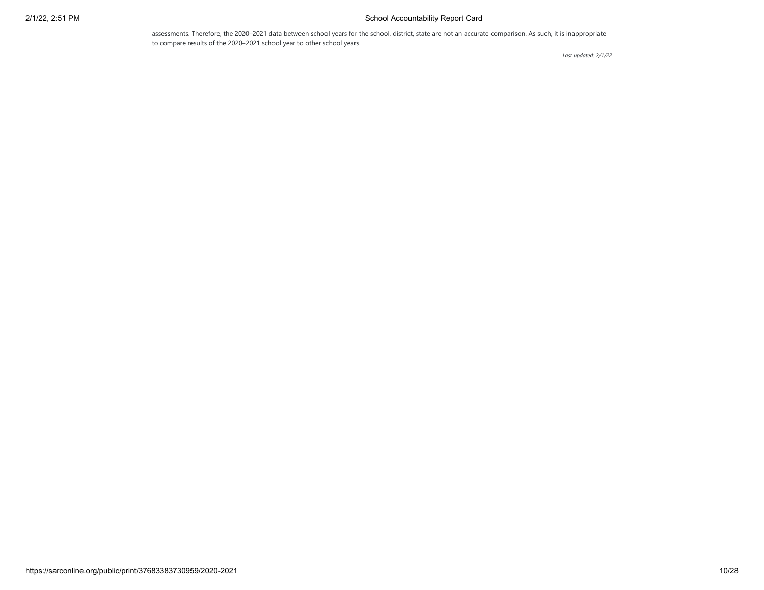assessments. Therefore, the 2020–2021 data between school years for the school, district, state are not an accurate comparison. As such, it is inappropriate to compare results of the 2020–2021 school year to other school years.

*Last updated: 2/1/22*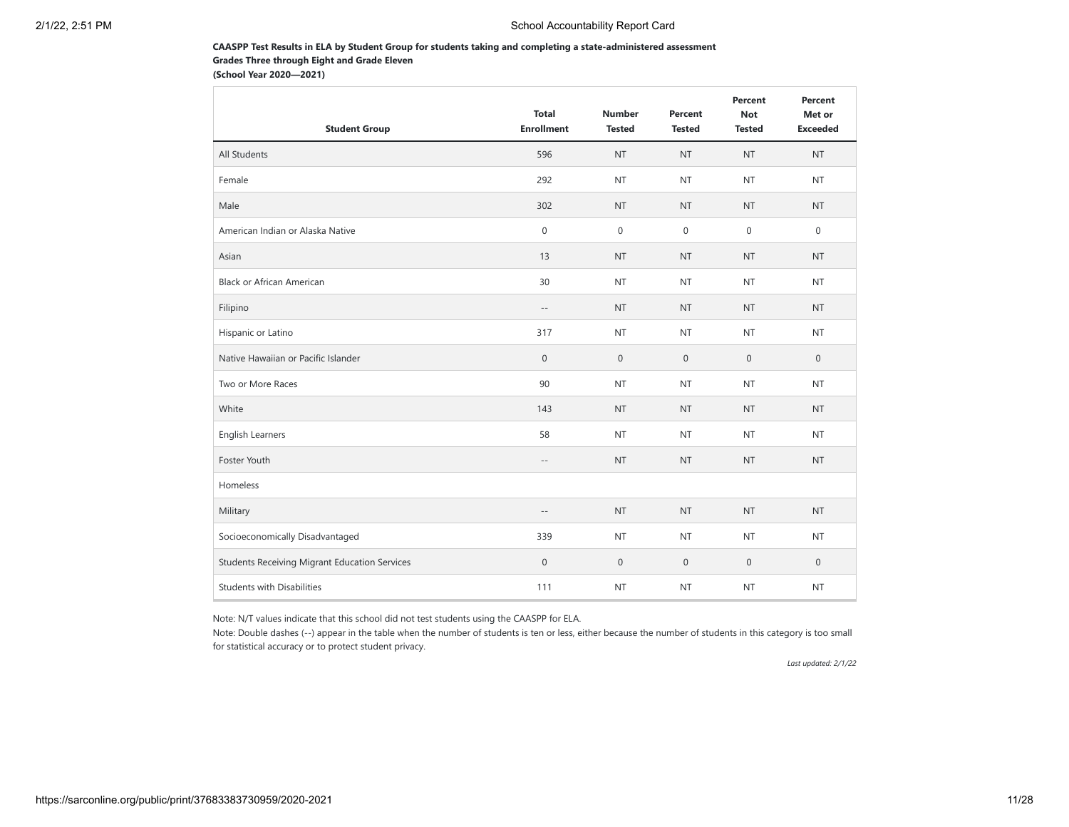**CAASPP Test Results in ELA by Student Group for students taking and completing a state-administered assessment**
**Grades Three through Eight and Grade Eleven**
**(School Year 2020—2021)**

| Student Group | Total Enrollment | Number Tested | Percent Tested | Percent Not Tested | Percent Met or Exceeded |
|---|---|---|---|---|---|
| All Students | 596 | NT | NT | NT | NT |
| Female | 292 | NT | NT | NT | NT |
| Male | 302 | NT | NT | NT | NT |
| American Indian or Alaska Native | 0 | 0 | 0 | 0 | 0 |
| Asian | 13 | NT | NT | NT | NT |
| Black or African American | 30 | NT | NT | NT | NT |
| Filipino | -- | NT | NT | NT | NT |
| Hispanic or Latino | 317 | NT | NT | NT | NT |
| Native Hawaiian or Pacific Islander | 0 | 0 | 0 | 0 | 0 |
| Two or More Races | 90 | NT | NT | NT | NT |
| White | 143 | NT | NT | NT | NT |
| English Learners | 58 | NT | NT | NT | NT |
| Foster Youth | -- | NT | NT | NT | NT |
| Homeless | | | | | |
| Military | -- | NT | NT | NT | NT |
| Socioeconomically Disadvantaged | 339 | NT | NT | NT | NT |
| Students Receiving Migrant Education Services | 0 | 0 | 0 | 0 | 0 |
| Students with Disabilities | 111 | NT | NT | NT | NT |

Note: N/T values indicate that this school did not test students using the CAASPP for ELA.

Note: Double dashes (--) appear in the table when the number of students is ten or less, either because the number of students in this category is too small for statistical accuracy or to protect student privacy.

*Last updated: 2/1/22*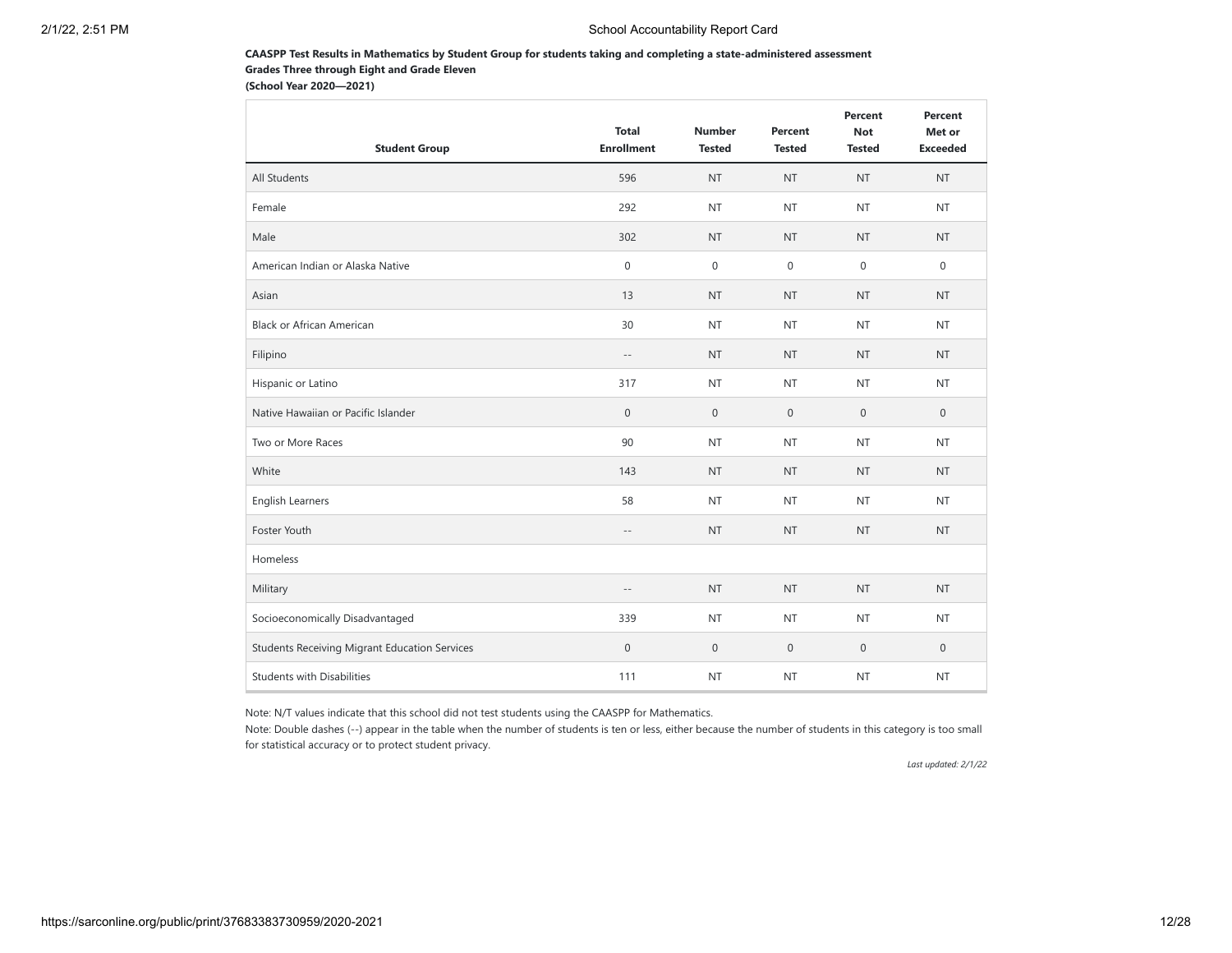**CAASPP Test Results in Mathematics by Student Group for students taking and completing a state-administered assessment**
**Grades Three through Eight and Grade Eleven**
**(School Year 2020—2021)**

| Student Group | Total Enrollment | Number Tested | Percent Tested | Percent Not Tested | Percent Met or Exceeded |
|---|---|---|---|---|---|
| All Students | 596 | NT | NT | NT | NT |
| Female | 292 | NT | NT | NT | NT |
| Male | 302 | NT | NT | NT | NT |
| American Indian or Alaska Native | 0 | 0 | 0 | 0 | 0 |
| Asian | 13 | NT | NT | NT | NT |
| Black or African American | 30 | NT | NT | NT | NT |
| Filipino | -- | NT | NT | NT | NT |
| Hispanic or Latino | 317 | NT | NT | NT | NT |
| Native Hawaiian or Pacific Islander | 0 | 0 | 0 | 0 | 0 |
| Two or More Races | 90 | NT | NT | NT | NT |
| White | 143 | NT | NT | NT | NT |
| English Learners | 58 | NT | NT | NT | NT |
| Foster Youth | -- | NT | NT | NT | NT |
| Homeless | | | | | |
| Military | -- | NT | NT | NT | NT |
| Socioeconomically Disadvantaged | 339 | NT | NT | NT | NT |
| Students Receiving Migrant Education Services | 0 | 0 | 0 | 0 | 0 |
| Students with Disabilities | 111 | NT | NT | NT | NT |

Note: N/T values indicate that this school did not test students using the CAASPP for Mathematics.

Note: Double dashes (--) appear in the table when the number of students is ten or less, either because the number of students in this category is too small for statistical accuracy or to protect student privacy.

*Last updated: 2/1/22*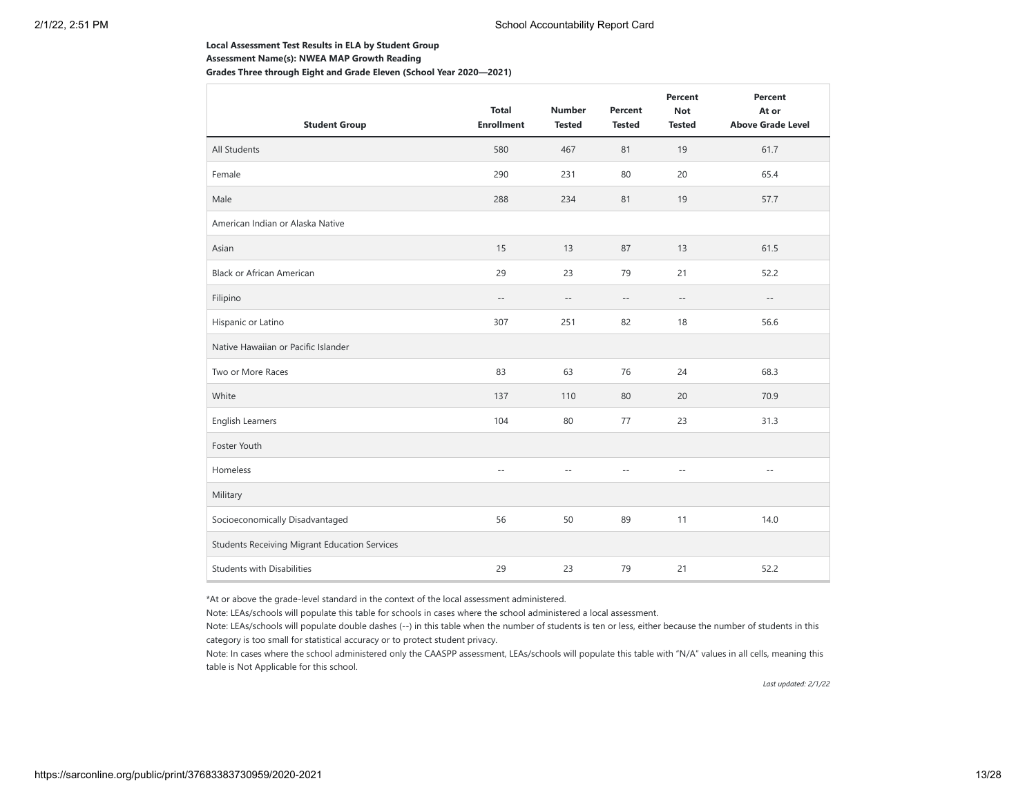**Local Assessment Test Results in ELA by Student Group**

**Assessment Name(s): NWEA MAP Growth Reading**

**Grades Three through Eight and Grade Eleven (School Year 2020—2021)**

| Student Group | Total Enrollment | Number Tested | Percent Tested | Percent Not Tested | Percent At or Above Grade Level |
|---|---|---|---|---|---|
| All Students | 580 | 467 | 81 | 19 | 61.7 |
| Female | 290 | 231 | 80 | 20 | 65.4 |
| Male | 288 | 234 | 81 | 19 | 57.7 |
| American Indian or Alaska Native | | | | | |
| Asian | 15 | 13 | 87 | 13 | 61.5 |
| Black or African American | 29 | 23 | 79 | 21 | 52.2 |
| Filipino | -- | -- | -- | -- | -- |
| Hispanic or Latino | 307 | 251 | 82 | 18 | 56.6 |
| Native Hawaiian or Pacific Islander | | | | | |
| Two or More Races | 83 | 63 | 76 | 24 | 68.3 |
| White | 137 | 110 | 80 | 20 | 70.9 |
| English Learners | 104 | 80 | 77 | 23 | 31.3 |
| Foster Youth | | | | | |
| Homeless | -- | -- | -- | -- | -- |
| Military | | | | | |
| Socioeconomically Disadvantaged | 56 | 50 | 89 | 11 | 14.0 |
| Students Receiving Migrant Education Services | | | | | |
| Students with Disabilities | 29 | 23 | 79 | 21 | 52.2 |

*At or above the grade-level standard in the context of the local assessment administered.

Note: LEAs/schools will populate this table for schools in cases where the school administered a local assessment.

Note: LEAs/schools will populate double dashes (--) in this table when the number of students is ten or less, either because the number of students in this category is too small for statistical accuracy or to protect student privacy.

Note: In cases where the school administered only the CAASPP assessment, LEAs/schools will populate this table with "N/A" values in all cells, meaning this table is Not Applicable for this school.

*Last updated: 2/1/22*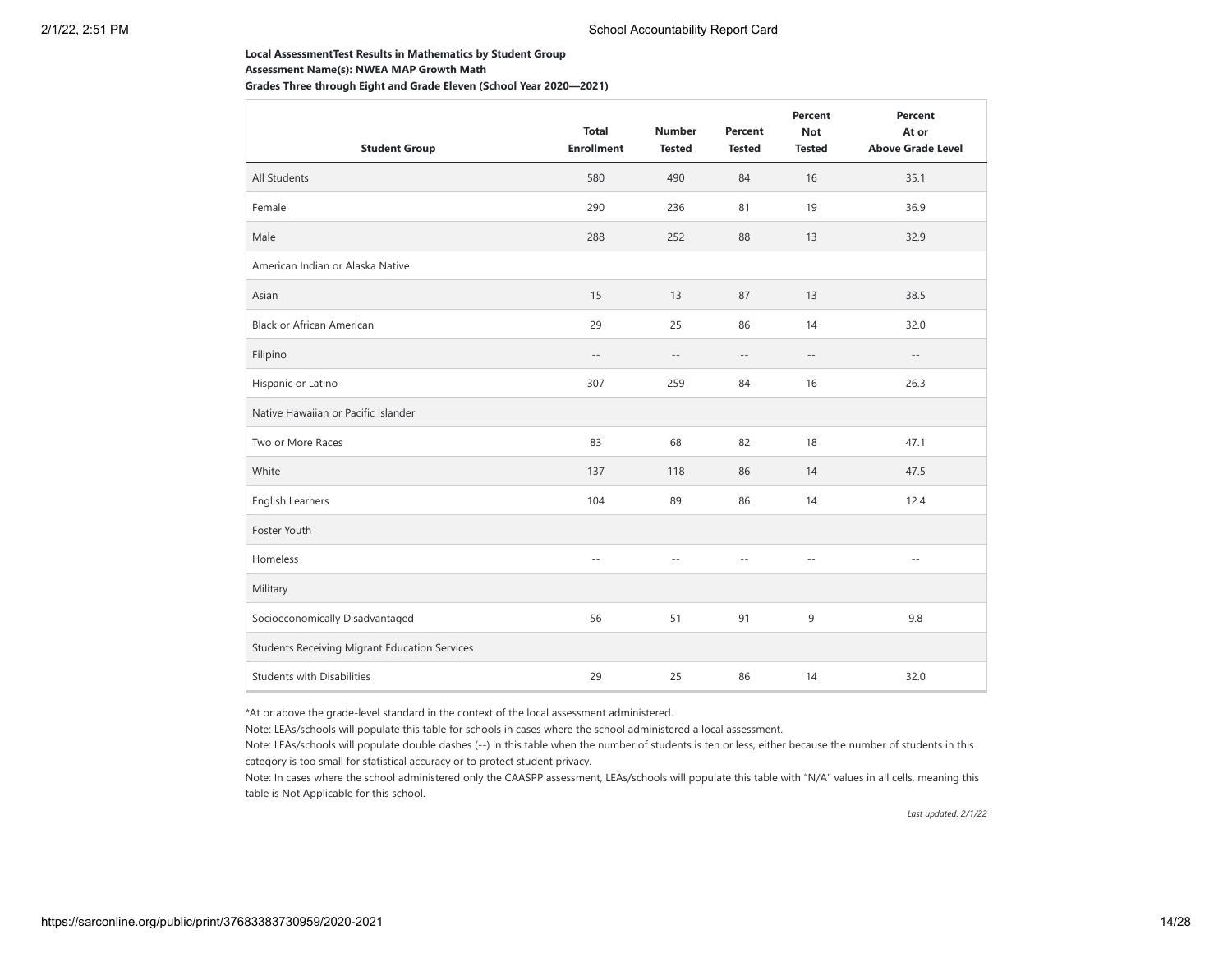**Local AssessmentTest Results in Mathematics by Student Group**

**Assessment Name(s): NWEA MAP Growth Math**

**Grades Three through Eight and Grade Eleven (School Year 2020—2021)**

| Student Group | Total Enrollment | Number Tested | Percent Tested | Percent Not Tested | Percent At or Above Grade Level |
|---|---|---|---|---|---|
| All Students | 580 | 490 | 84 | 16 | 35.1 |
| Female | 290 | 236 | 81 | 19 | 36.9 |
| Male | 288 | 252 | 88 | 13 | 32.9 |
| American Indian or Alaska Native | | | | | |
| Asian | 15 | 13 | 87 | 13 | 38.5 |
| Black or African American | 29 | 25 | 86 | 14 | 32.0 |
| Filipino | -- | -- | -- | -- | -- |
| Hispanic or Latino | 307 | 259 | 84 | 16 | 26.3 |
| Native Hawaiian or Pacific Islander | | | | | |
| Two or More Races | 83 | 68 | 82 | 18 | 47.1 |
| White | 137 | 118 | 86 | 14 | 47.5 |
| English Learners | 104 | 89 | 86 | 14 | 12.4 |
| Foster Youth | | | | | |
| Homeless | -- | -- | -- | -- | -- |
| Military | | | | | |
| Socioeconomically Disadvantaged | 56 | 51 | 91 | 9 | 9.8 |
| Students Receiving Migrant Education Services | | | | | |
| Students with Disabilities | 29 | 25 | 86 | 14 | 32.0 |

*At or above the grade-level standard in the context of the local assessment administered.

Note: LEAs/schools will populate this table for schools in cases where the school administered a local assessment.

Note: LEAs/schools will populate double dashes (--) in this table when the number of students is ten or less, either because the number of students in this category is too small for statistical accuracy or to protect student privacy.

Note: In cases where the school administered only the CAASPP assessment, LEAs/schools will populate this table with "N/A" values in all cells, meaning this table is Not Applicable for this school.

*Last updated: 2/1/22*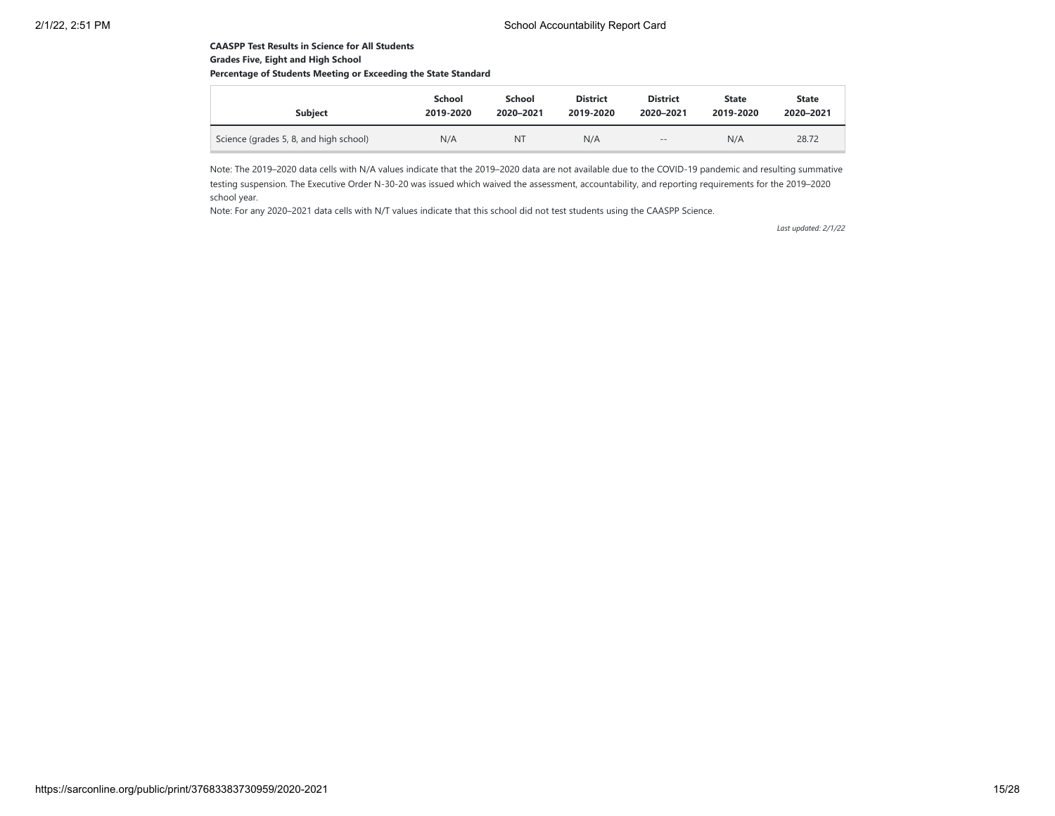**CAASPP Test Results in Science for All Students**
**Grades Five, Eight and High School**
**Percentage of Students Meeting or Exceeding the State Standard**

| Subject | School 2019-2020 | School 2020–2021 | District 2019-2020 | District 2020–2021 | State 2019-2020 | State 2020–2021 |
|---|---|---|---|---|---|---|
| Science (grades 5, 8, and high school) | N/A | NT | N/A | -- | N/A | 28.72 |

Note: The 2019–2020 data cells with N/A values indicate that the 2019–2020 data are not available due to the COVID-19 pandemic and resulting summative testing suspension. The Executive Order N-30-20 was issued which waived the assessment, accountability, and reporting requirements for the 2019–2020 school year.

Note: For any 2020–2021 data cells with N/T values indicate that this school did not test students using the CAASPP Science.

*Last updated: 2/1/22*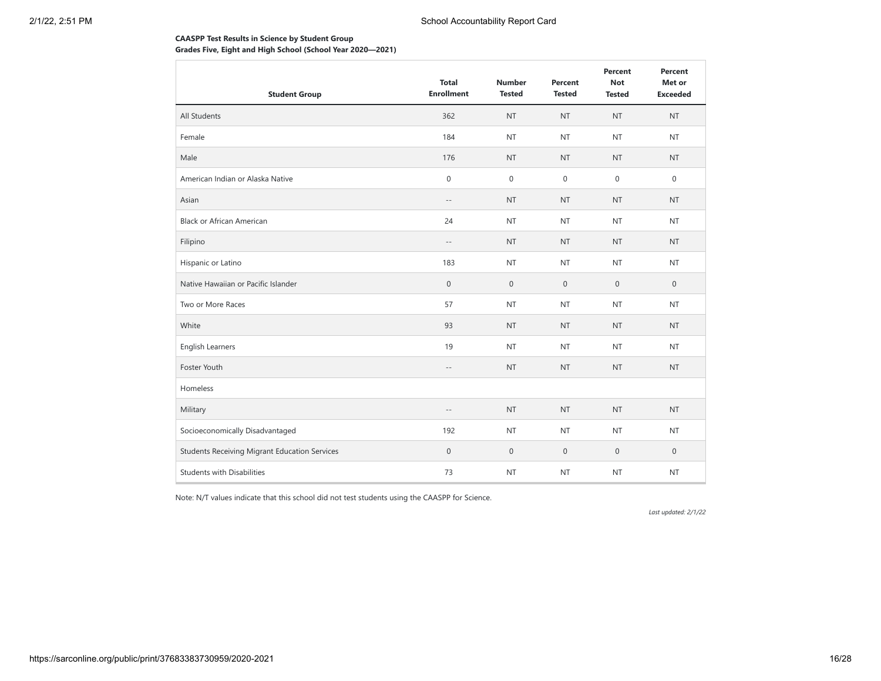**CAASPP Test Results in Science by Student Group**
**Grades Five, Eight and High School (School Year 2020—2021)**

| Student Group | Total Enrollment | Number Tested | Percent Tested | Percent Not Tested | Percent Met or Exceeded |
|---|---|---|---|---|---|
| All Students | 362 | NT | NT | NT | NT |
| Female | 184 | NT | NT | NT | NT |
| Male | 176 | NT | NT | NT | NT |
| American Indian or Alaska Native | 0 | 0 | 0 | 0 | 0 |
| Asian | -- | NT | NT | NT | NT |
| Black or African American | 24 | NT | NT | NT | NT |
| Filipino | -- | NT | NT | NT | NT |
| Hispanic or Latino | 183 | NT | NT | NT | NT |
| Native Hawaiian or Pacific Islander | 0 | 0 | 0 | 0 | 0 |
| Two or More Races | 57 | NT | NT | NT | NT |
| White | 93 | NT | NT | NT | NT |
| English Learners | 19 | NT | NT | NT | NT |
| Foster Youth | -- | NT | NT | NT | NT |
| Homeless | | | | | |
| Military | -- | NT | NT | NT | NT |
| Socioeconomically Disadvantaged | 192 | NT | NT | NT | NT |
| Students Receiving Migrant Education Services | 0 | 0 | 0 | 0 | 0 |
| Students with Disabilities | 73 | NT | NT | NT | NT |

Note: N/T values indicate that this school did not test students using the CAASPP for Science.

*Last updated: 2/1/22*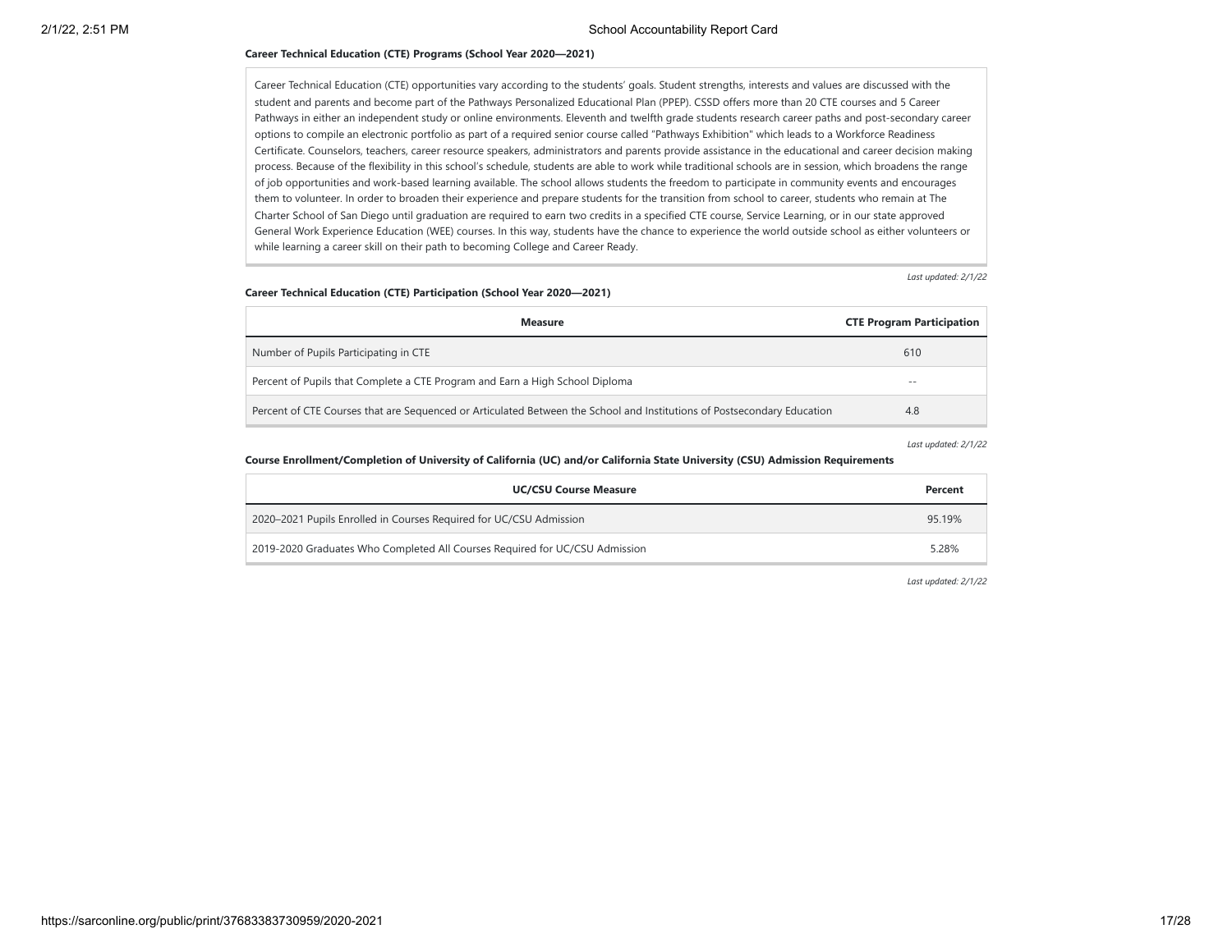**Career Technical Education (CTE) Programs (School Year 2020—2021)**

Career Technical Education (CTE) opportunities vary according to the students' goals. Student strengths, interests and values are discussed with the student and parents and become part of the Pathways Personalized Educational Plan (PPEP). CSSD offers more than 20 CTE courses and 5 Career Pathways in either an independent study or online environments. Eleventh and twelfth grade students research career paths and post-secondary career options to compile an electronic portfolio as part of a required senior course called "Pathways Exhibition" which leads to a Workforce Readiness Certificate. Counselors, teachers, career resource speakers, administrators and parents provide assistance in the educational and career decision making process. Because of the flexibility in this school's schedule, students are able to work while traditional schools are in session, which broadens the range of job opportunities and work-based learning available. The school allows students the freedom to participate in community events and encourages them to volunteer. In order to broaden their experience and prepare students for the transition from school to career, students who remain at The Charter School of San Diego until graduation are required to earn two credits in a specified CTE course, Service Learning, or in our state approved General Work Experience Education (WEE) courses. In this way, students have the chance to experience the world outside school as either volunteers or while learning a career skill on their path to becoming College and Career Ready.

*Last updated: 2/1/22*

**Career Technical Education (CTE) Participation (School Year 2020—2021)**

| Measure | CTE Program Participation |
|---|---|
| Number of Pupils Participating in CTE | 610 |
| Percent of Pupils that Complete a CTE Program and Earn a High School Diploma | -- |
| Percent of CTE Courses that are Sequenced or Articulated Between the School and Institutions of Postsecondary Education | 4.8 |

*Last updated: 2/1/22*

**Course Enrollment/Completion of University of California (UC) and/or California State University (CSU) Admission Requirements**

| UC/CSU Course Measure | Percent |
|---|---|
| 2020–2021 Pupils Enrolled in Courses Required for UC/CSU Admission | 95.19% |
| 2019-2020 Graduates Who Completed All Courses Required for UC/CSU Admission | 5.28% |

*Last updated: 2/1/22*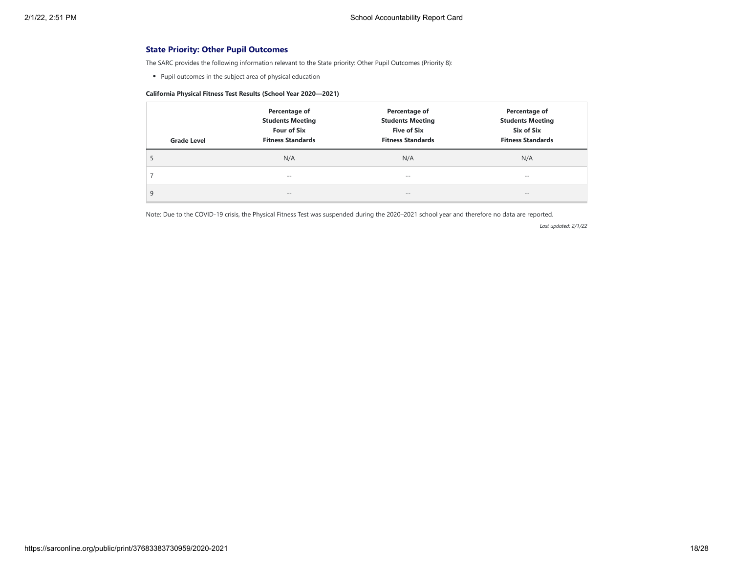## State Priority: Other Pupil Outcomes

The SARC provides the following information relevant to the State priority: Other Pupil Outcomes (Priority 8):

- Pupil outcomes in the subject area of physical education

**California Physical Fitness Test Results (School Year 2020—2021)**

| Grade Level | Percentage of Students Meeting Four of Six Fitness Standards | Percentage of Students Meeting Five of Six Fitness Standards | Percentage of Students Meeting Six of Six Fitness Standards |
|---|---|---|---|
| 5 | N/A | N/A | N/A |
| 7 | -- | -- | -- |
| 9 | -- | -- | -- |

Note: Due to the COVID-19 crisis, the Physical Fitness Test was suspended during the 2020–2021 school year and therefore no data are reported.

*Last updated: 2/1/22*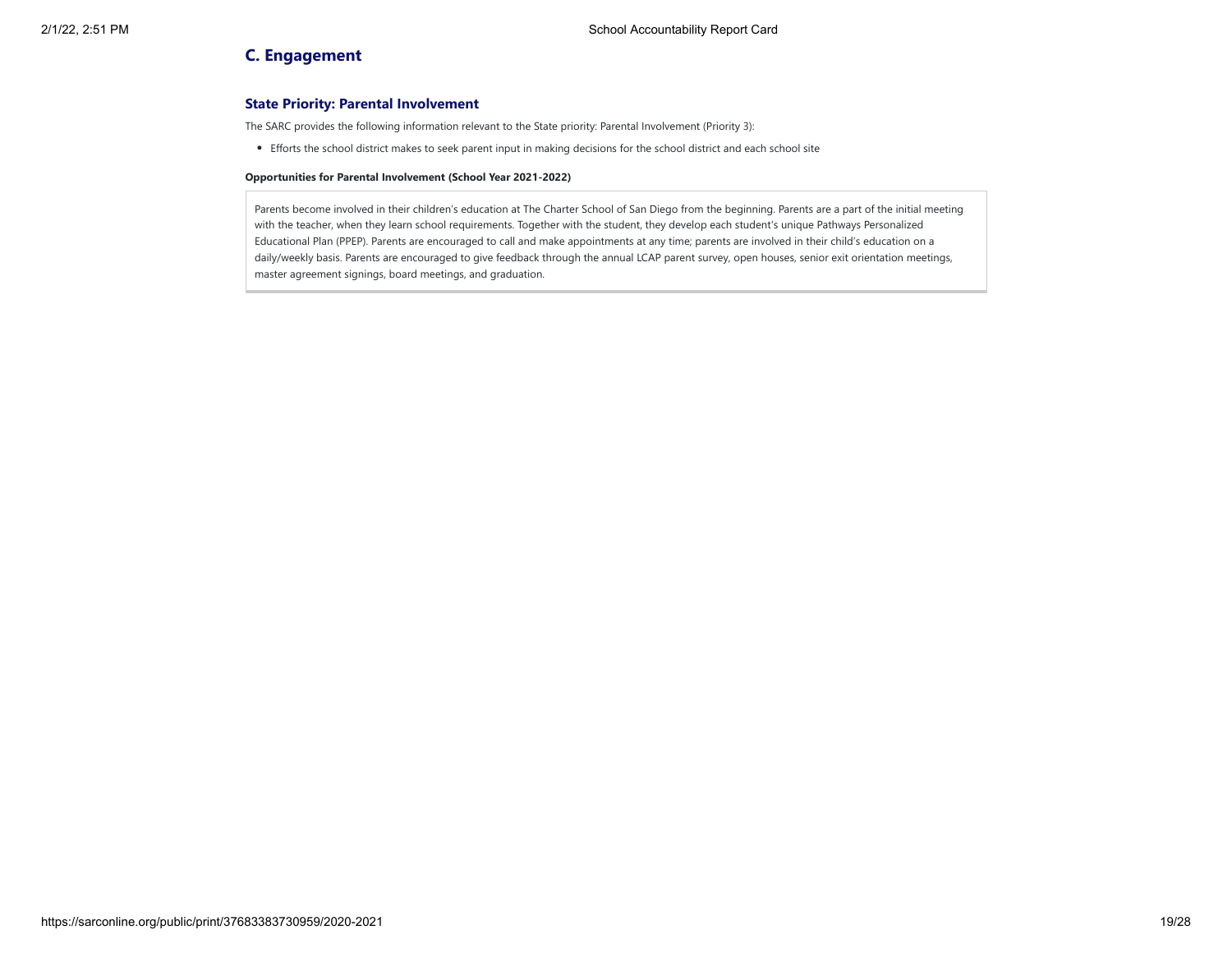## C. Engagement

### State Priority: Parental Involvement

The SARC provides the following information relevant to the State priority: Parental Involvement (Priority 3):

- Efforts the school district makes to seek parent input in making decisions for the school district and each school site

**Opportunities for Parental Involvement (School Year 2021-2022)**

Parents become involved in their children's education at The Charter School of San Diego from the beginning. Parents are a part of the initial meeting with the teacher, when they learn school requirements. Together with the student, they develop each student's unique Pathways Personalized Educational Plan (PPEP). Parents are encouraged to call and make appointments at any time; parents are involved in their child's education on a daily/weekly basis. Parents are encouraged to give feedback through the annual LCAP parent survey, open houses, senior exit orientation meetings, master agreement signings, board meetings, and graduation.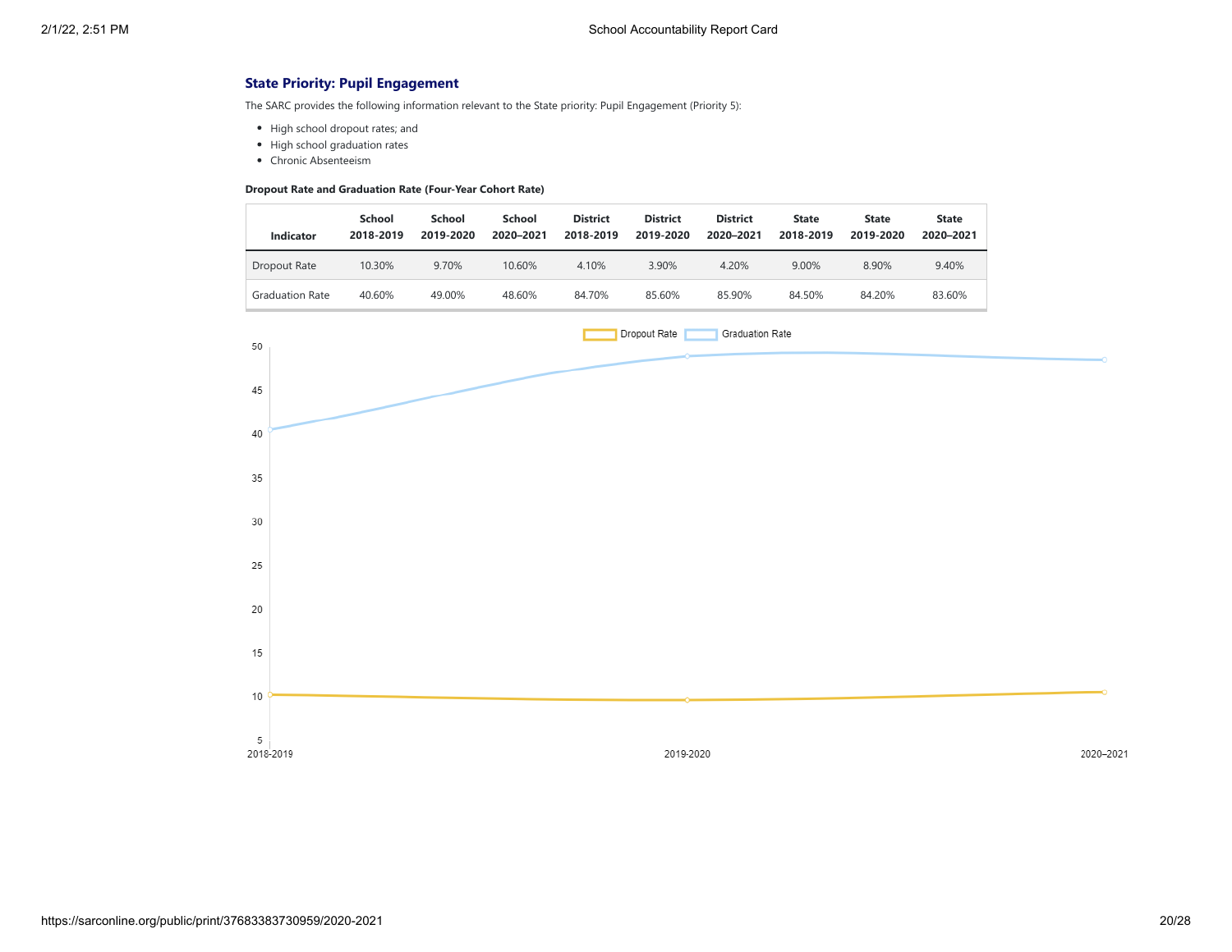### State Priority: Pupil Engagement

The SARC provides the following information relevant to the State priority: Pupil Engagement (Priority 5):

- High school dropout rates; and
- High school graduation rates
- Chronic Absenteeism

**Dropout Rate and Graduation Rate (Four-Year Cohort Rate)**

| Indicator | School 2018-2019 | School 2019-2020 | School 2020–2021 | District 2018-2019 | District 2019-2020 | District 2020–2021 | State 2018-2019 | State 2019-2020 | State 2020–2021 |
|---|---|---|---|---|---|---|---|---|---|
| Dropout Rate | 10.30% | 9.70% | 10.60% | 4.10% | 3.90% | 4.20% | 9.00% | 8.90% | 9.40% |
| Graduation Rate | 40.60% | 49.00% | 48.60% | 84.70% | 85.60% | 85.90% | 84.50% | 84.20% | 83.60% |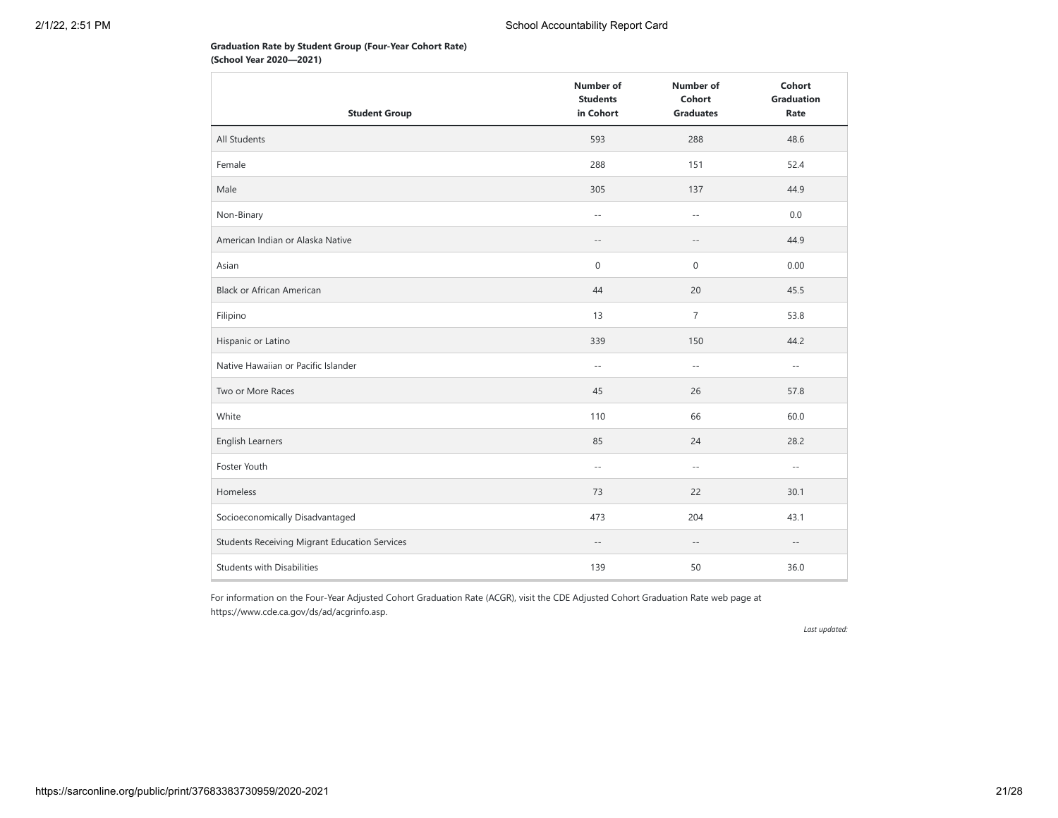**Graduation Rate by Student Group (Four-Year Cohort Rate) (School Year 2020—2021)**

| Student Group | Number of Students in Cohort | Number of Cohort Graduates | Cohort Graduation Rate |
|---|---|---|---|
| All Students | 593 | 288 | 48.6 |
| Female | 288 | 151 | 52.4 |
| Male | 305 | 137 | 44.9 |
| Non-Binary | -- | -- | 0.0 |
| American Indian or Alaska Native | -- | -- | 44.9 |
| Asian | 0 | 0 | 0.00 |
| Black or African American | 44 | 20 | 45.5 |
| Filipino | 13 | 7 | 53.8 |
| Hispanic or Latino | 339 | 150 | 44.2 |
| Native Hawaiian or Pacific Islander | -- | -- | -- |
| Two or More Races | 45 | 26 | 57.8 |
| White | 110 | 66 | 60.0 |
| English Learners | 85 | 24 | 28.2 |
| Foster Youth | -- | -- | -- |
| Homeless | 73 | 22 | 30.1 |
| Socioeconomically Disadvantaged | 473 | 204 | 43.1 |
| Students Receiving Migrant Education Services | -- | -- | -- |
| Students with Disabilities | 139 | 50 | 36.0 |

For information on the Four-Year Adjusted Cohort Graduation Rate (ACGR), visit the CDE Adjusted Cohort Graduation Rate web page at https://www.cde.ca.gov/ds/ad/acgrinfo.asp.

*Last updated:*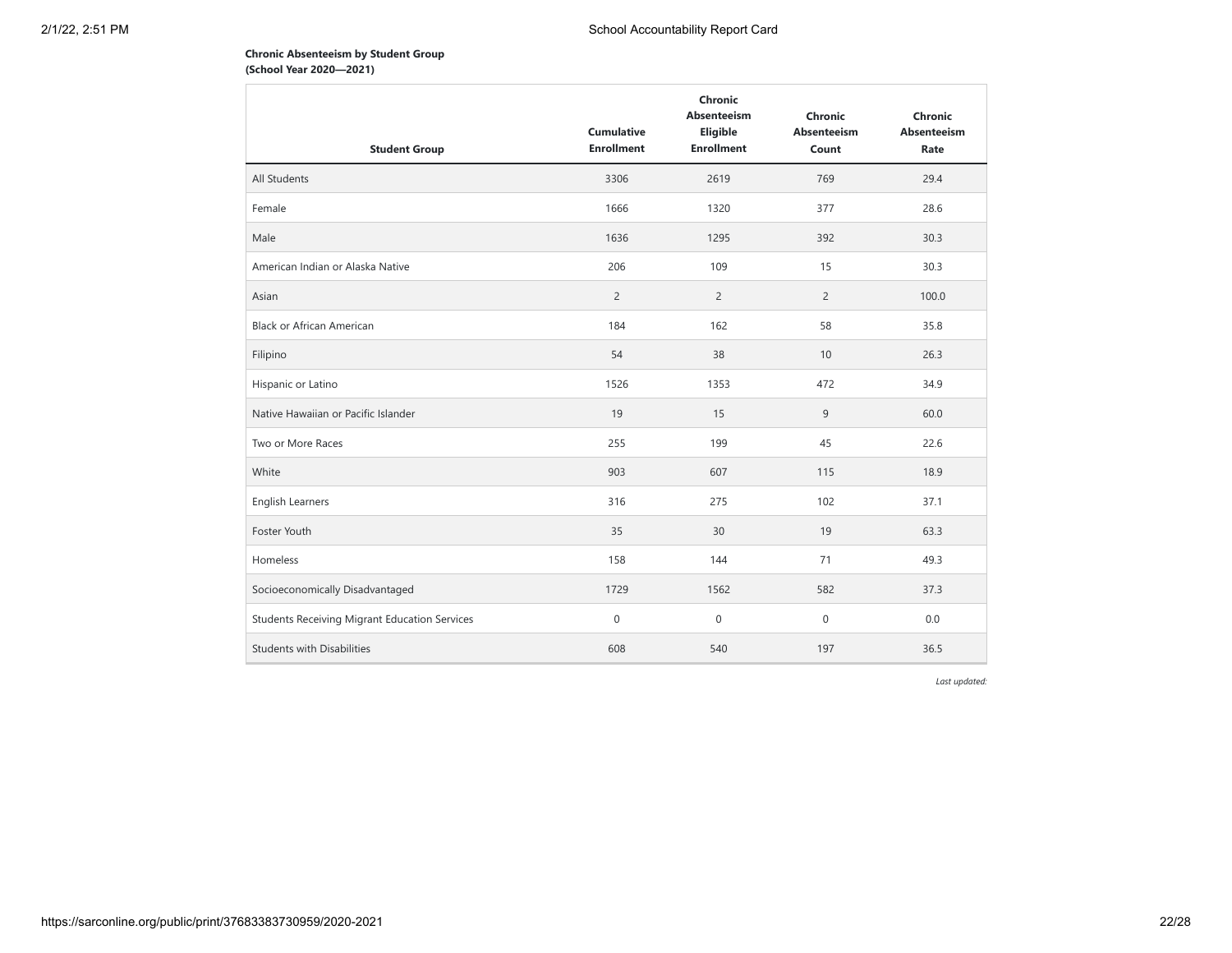**Chronic Absenteeism by Student Group**
**(School Year 2020—2021)**

| Student Group | Cumulative Enrollment | Chronic Absenteeism Eligible Enrollment | Chronic Absenteeism Count | Chronic Absenteeism Rate |
|---|---|---|---|---|
| All Students | 3306 | 2619 | 769 | 29.4 |
| Female | 1666 | 1320 | 377 | 28.6 |
| Male | 1636 | 1295 | 392 | 30.3 |
| American Indian or Alaska Native | 206 | 109 | 15 | 30.3 |
| Asian | 2 | 2 | 2 | 100.0 |
| Black or African American | 184 | 162 | 58 | 35.8 |
| Filipino | 54 | 38 | 10 | 26.3 |
| Hispanic or Latino | 1526 | 1353 | 472 | 34.9 |
| Native Hawaiian or Pacific Islander | 19 | 15 | 9 | 60.0 |
| Two or More Races | 255 | 199 | 45 | 22.6 |
| White | 903 | 607 | 115 | 18.9 |
| English Learners | 316 | 275 | 102 | 37.1 |
| Foster Youth | 35 | 30 | 19 | 63.3 |
| Homeless | 158 | 144 | 71 | 49.3 |
| Socioeconomically Disadvantaged | 1729 | 1562 | 582 | 37.3 |
| Students Receiving Migrant Education Services | 0 | 0 | 0 | 0.0 |
| Students with Disabilities | 608 | 540 | 197 | 36.5 |

*Last updated:*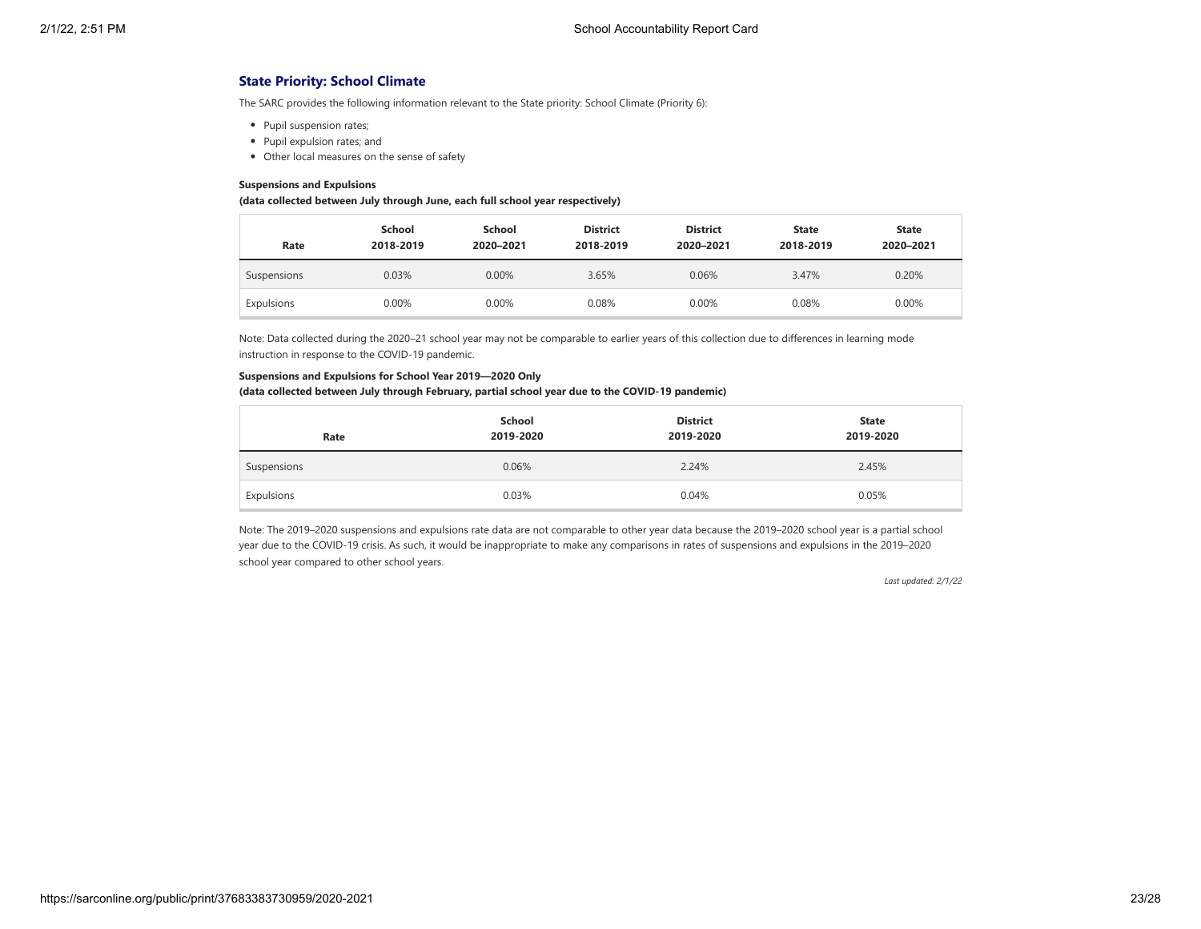## State Priority: School Climate

The SARC provides the following information relevant to the State priority: School Climate (Priority 6):

- Pupil suspension rates;
- Pupil expulsion rates; and
- Other local measures on the sense of safety

**Suspensions and Expulsions**
**(data collected between July through June, each full school year respectively)**

| Rate | School 2018-2019 | School 2020–2021 | District 2018-2019 | District 2020–2021 | State 2018-2019 | State 2020–2021 |
|---|---|---|---|---|---|---|
| Suspensions | 0.03% | 0.00% | 3.65% | 0.06% | 3.47% | 0.20% |
| Expulsions | 0.00% | 0.00% | 0.08% | 0.00% | 0.08% | 0.00% |

Note: Data collected during the 2020–21 school year may not be comparable to earlier years of this collection due to differences in learning mode instruction in response to the COVID-19 pandemic.

**Suspensions and Expulsions for School Year 2019—2020 Only**
**(data collected between July through February, partial school year due to the COVID-19 pandemic)**

| Rate | School 2019-2020 | District 2019-2020 | State 2019-2020 |
|---|---|---|---|
| Suspensions | 0.06% | 2.24% | 2.45% |
| Expulsions | 0.03% | 0.04% | 0.05% |

Note: The 2019–2020 suspensions and expulsions rate data are not comparable to other year data because the 2019–2020 school year is a partial school year due to the COVID-19 crisis. As such, it would be inappropriate to make any comparisons in rates of suspensions and expulsions in the 2019–2020 school year compared to other school years.

*Last updated: 2/1/22*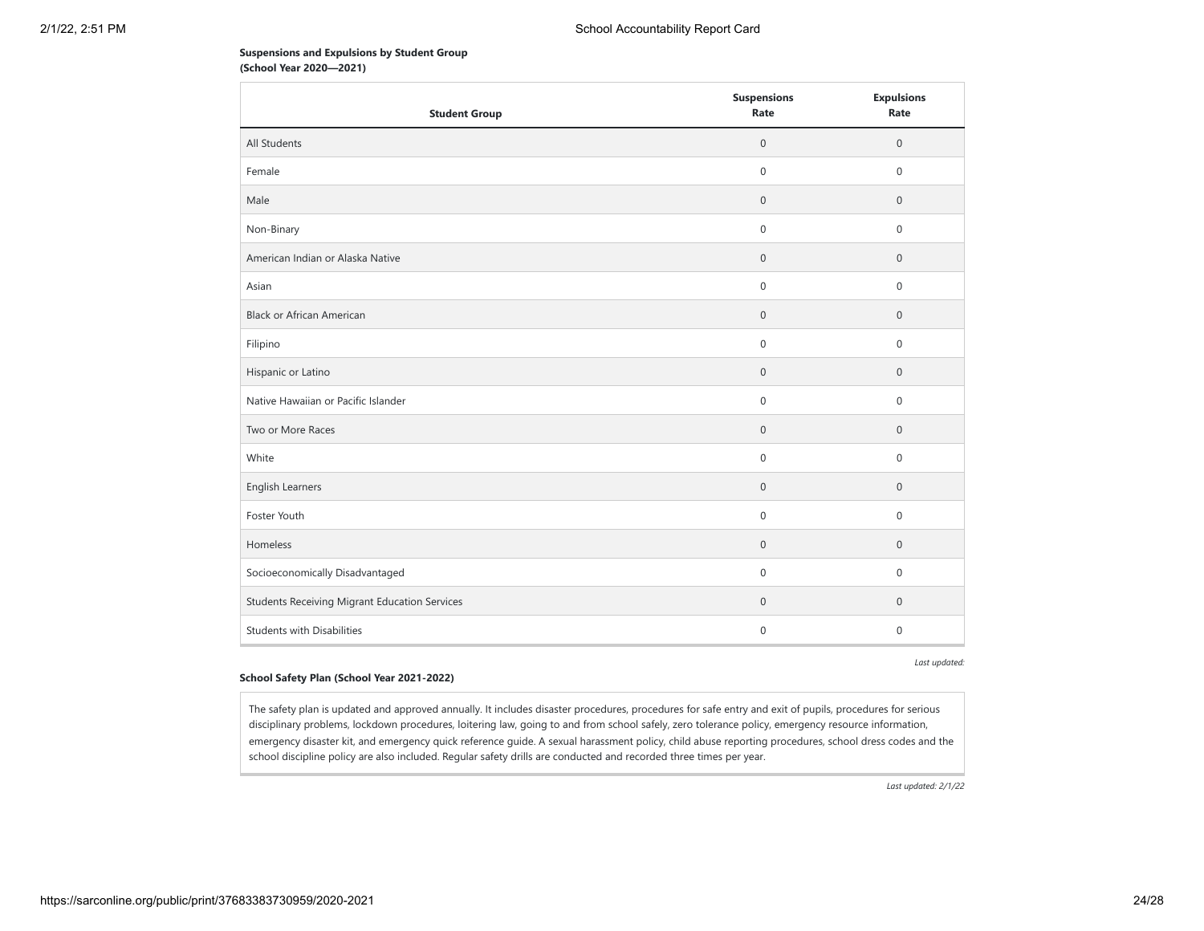**Suspensions and Expulsions by Student Group**
**(School Year 2020—2021)**

| Student Group | Suspensions Rate | Expulsions Rate |
|---|---|---|
| All Students | 0 | 0 |
| Female | 0 | 0 |
| Male | 0 | 0 |
| Non-Binary | 0 | 0 |
| American Indian or Alaska Native | 0 | 0 |
| Asian | 0 | 0 |
| Black or African American | 0 | 0 |
| Filipino | 0 | 0 |
| Hispanic or Latino | 0 | 0 |
| Native Hawaiian or Pacific Islander | 0 | 0 |
| Two or More Races | 0 | 0 |
| White | 0 | 0 |
| English Learners | 0 | 0 |
| Foster Youth | 0 | 0 |
| Homeless | 0 | 0 |
| Socioeconomically Disadvantaged | 0 | 0 |
| Students Receiving Migrant Education Services | 0 | 0 |
| Students with Disabilities | 0 | 0 |

*Last updated:*

**School Safety Plan (School Year 2021-2022)**

The safety plan is updated and approved annually. It includes disaster procedures, procedures for safe entry and exit of pupils, procedures for serious disciplinary problems, lockdown procedures, loitering law, going to and from school safely, zero tolerance policy, emergency resource information, emergency disaster kit, and emergency quick reference guide. A sexual harassment policy, child abuse reporting procedures, school dress codes and the school discipline policy are also included. Regular safety drills are conducted and recorded three times per year.

*Last updated: 2/1/22*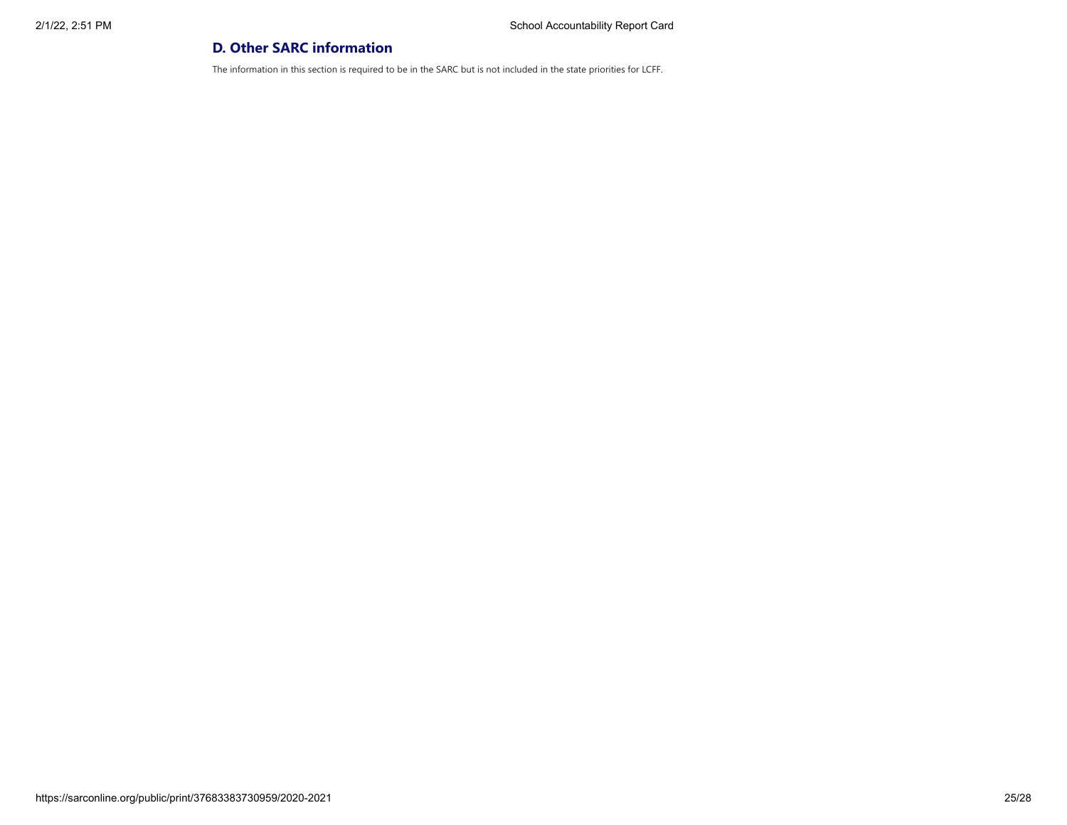## D. Other SARC information

The information in this section is required to be in the SARC but is not included in the state priorities for LCFF.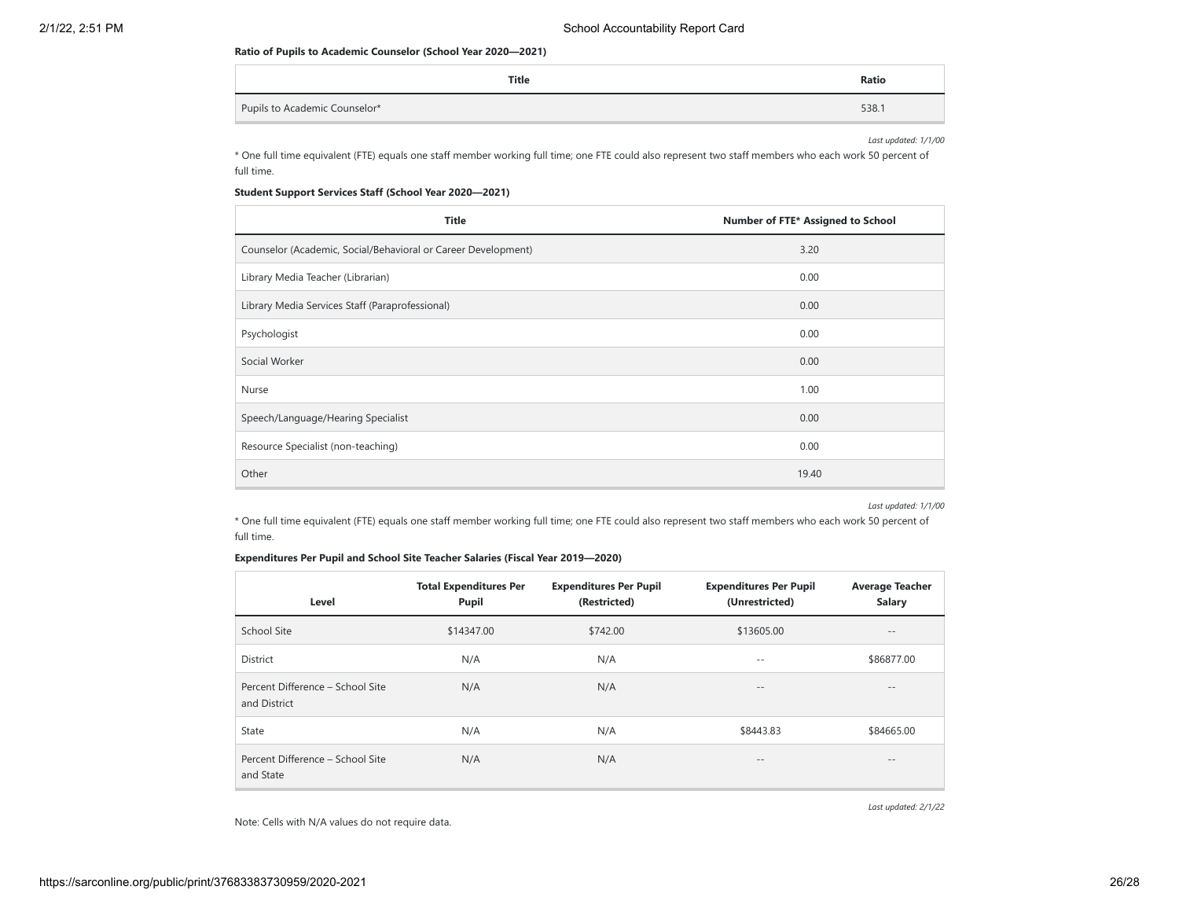**Ratio of Pupils to Academic Counselor (School Year 2020—2021)**

| Title | Ratio |
|---|---|
| Pupils to Academic Counselor* | 538.1 |

*Last updated: 1/1/00*

* One full time equivalent (FTE) equals one staff member working full time; one FTE could also represent two staff members who each work 50 percent of full time.

**Student Support Services Staff (School Year 2020—2021)**

| Title | Number of FTE* Assigned to School |
|---|---|
| Counselor (Academic, Social/Behavioral or Career Development) | 3.20 |
| Library Media Teacher (Librarian) | 0.00 |
| Library Media Services Staff (Paraprofessional) | 0.00 |
| Psychologist | 0.00 |
| Social Worker | 0.00 |
| Nurse | 1.00 |
| Speech/Language/Hearing Specialist | 0.00 |
| Resource Specialist (non-teaching) | 0.00 |
| Other | 19.40 |

*Last updated: 1/1/00*

* One full time equivalent (FTE) equals one staff member working full time; one FTE could also represent two staff members who each work 50 percent of full time.

**Expenditures Per Pupil and School Site Teacher Salaries (Fiscal Year 2019—2020)**

| Level | Total Expenditures Per Pupil | Expenditures Per Pupil (Restricted) | Expenditures Per Pupil (Unrestricted) | Average Teacher Salary |
|---|---|---|---|---|
| School Site | $14347.00 | $742.00 | $13605.00 | -- |
| District | N/A | N/A | -- | $86877.00 |
| Percent Difference – School Site and District | N/A | N/A | -- | -- |
| State | N/A | N/A | $8443.83 | $84665.00 |
| Percent Difference – School Site and State | N/A | N/A | -- | -- |

*Last updated: 2/1/22*

Note: Cells with N/A values do not require data.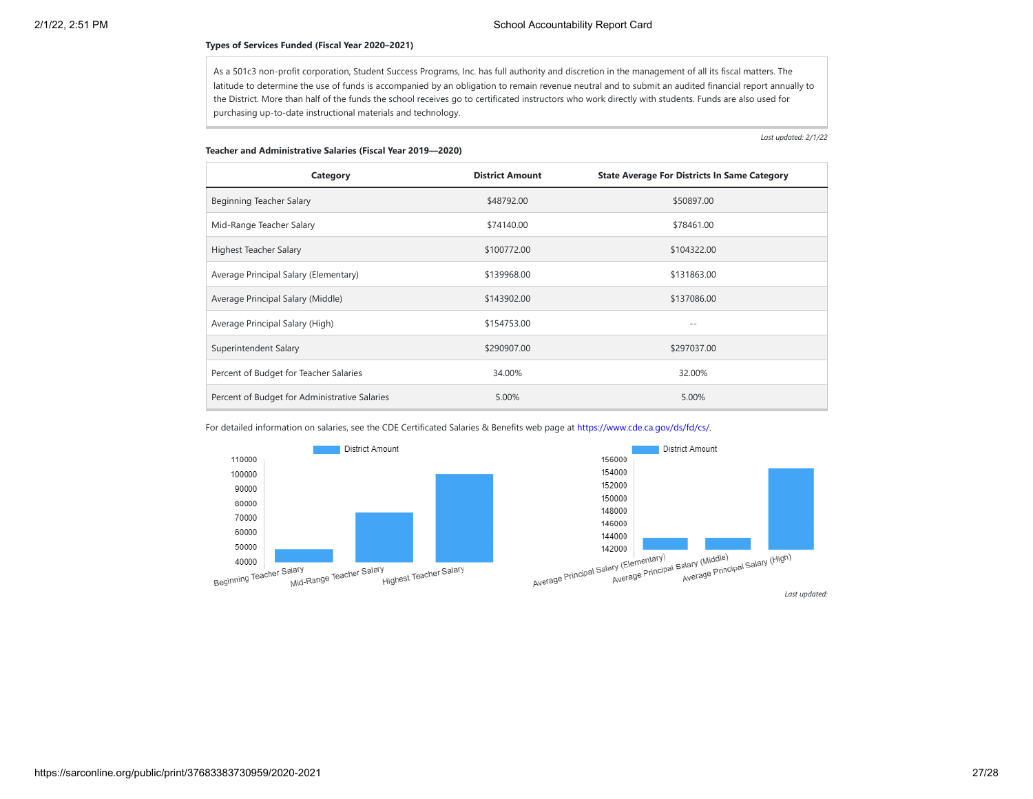**Types of Services Funded (Fiscal Year 2020–2021)**

As a 501c3 non-profit corporation, Student Success Programs, Inc. has full authority and discretion in the management of all its fiscal matters. The latitude to determine the use of funds is accompanied by an obligation to remain revenue neutral and to submit an audited financial report annually to the District. More than half of the funds the school receives go to certificated instructors who work directly with students. Funds are also used for purchasing up-to-date instructional materials and technology.

*Last updated: 2/1/22*

**Teacher and Administrative Salaries (Fiscal Year 2019—2020)**

| Category | District Amount | State Average For Districts In Same Category |
|---|---|---|
| Beginning Teacher Salary | $48792.00 | $50897.00 |
| Mid-Range Teacher Salary | $74140.00 | $78461.00 |
| Highest Teacher Salary | $100772.00 | $104322.00 |
| Average Principal Salary (Elementary) | $139968.00 | $131863.00 |
| Average Principal Salary (Middle) | $143902.00 | $137086.00 |
| Average Principal Salary (High) | $154753.00 | -- |
| Superintendent Salary | $290907.00 | $297037.00 |
| Percent of Budget for Teacher Salaries | 34.00% | 32.00% |
| Percent of Budget for Administrative Salaries | 5.00% | 5.00% |

For detailed information on salaries, see the CDE Certificated Salaries & Benefits web page at https://www.cde.ca.gov/ds/fd/cs/.

*Last updated:*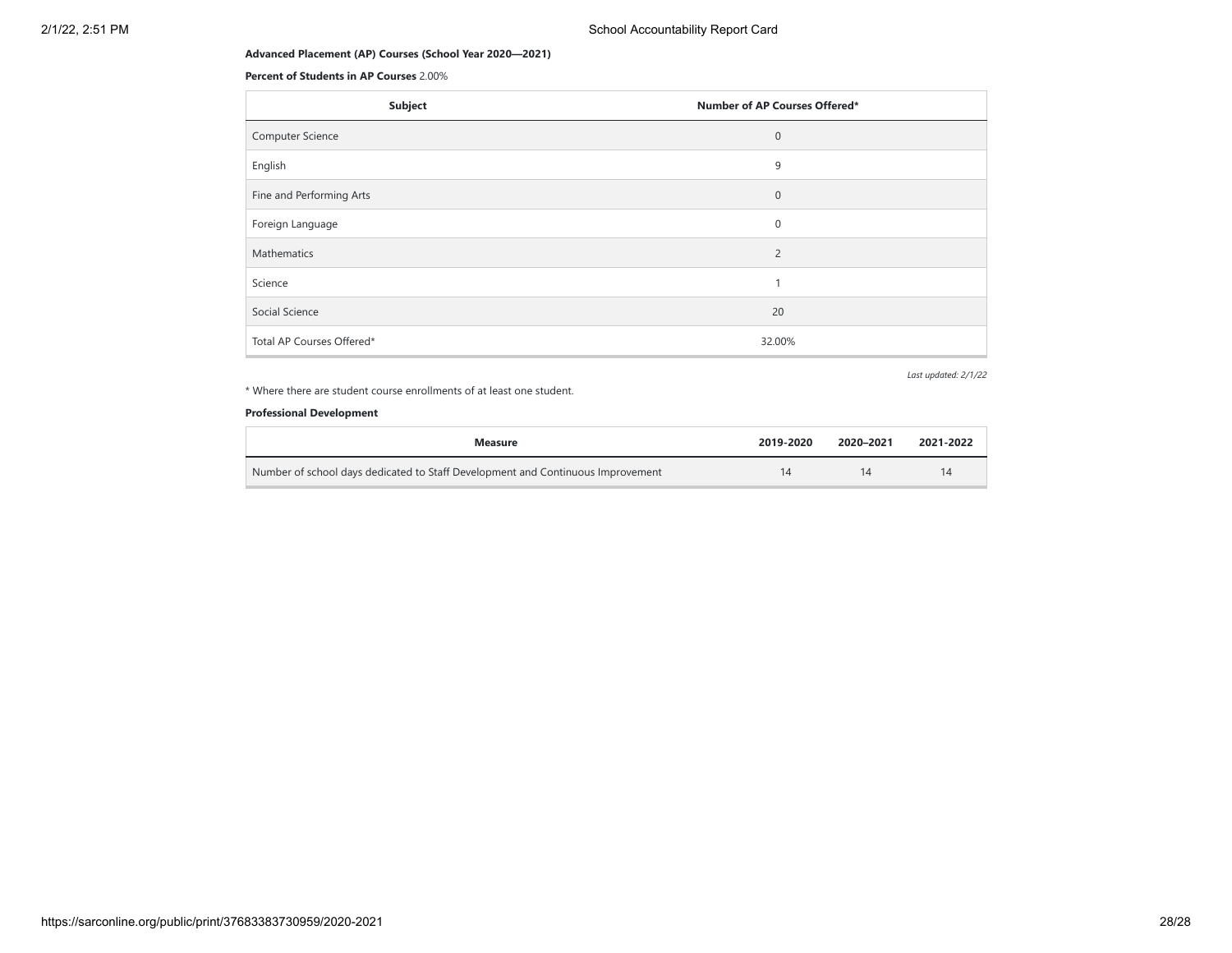**Advanced Placement (AP) Courses (School Year 2020—2021)**

**Percent of Students in AP Courses** 2.00%

| Subject | Number of AP Courses Offered* |
|---|---|
| Computer Science | 0 |
| English | 9 |
| Fine and Performing Arts | 0 |
| Foreign Language | 0 |
| Mathematics | 2 |
| Science | 1 |
| Social Science | 20 |
| Total AP Courses Offered* | 32.00% |

*Last updated: 2/1/22*

* Where there are student course enrollments of at least one student.

**Professional Development**

| Measure | 2019-2020 | 2020–2021 | 2021-2022 |
|---|---|---|---|
| Number of school days dedicated to Staff Development and Continuous Improvement | 14 | 14 | 14 |